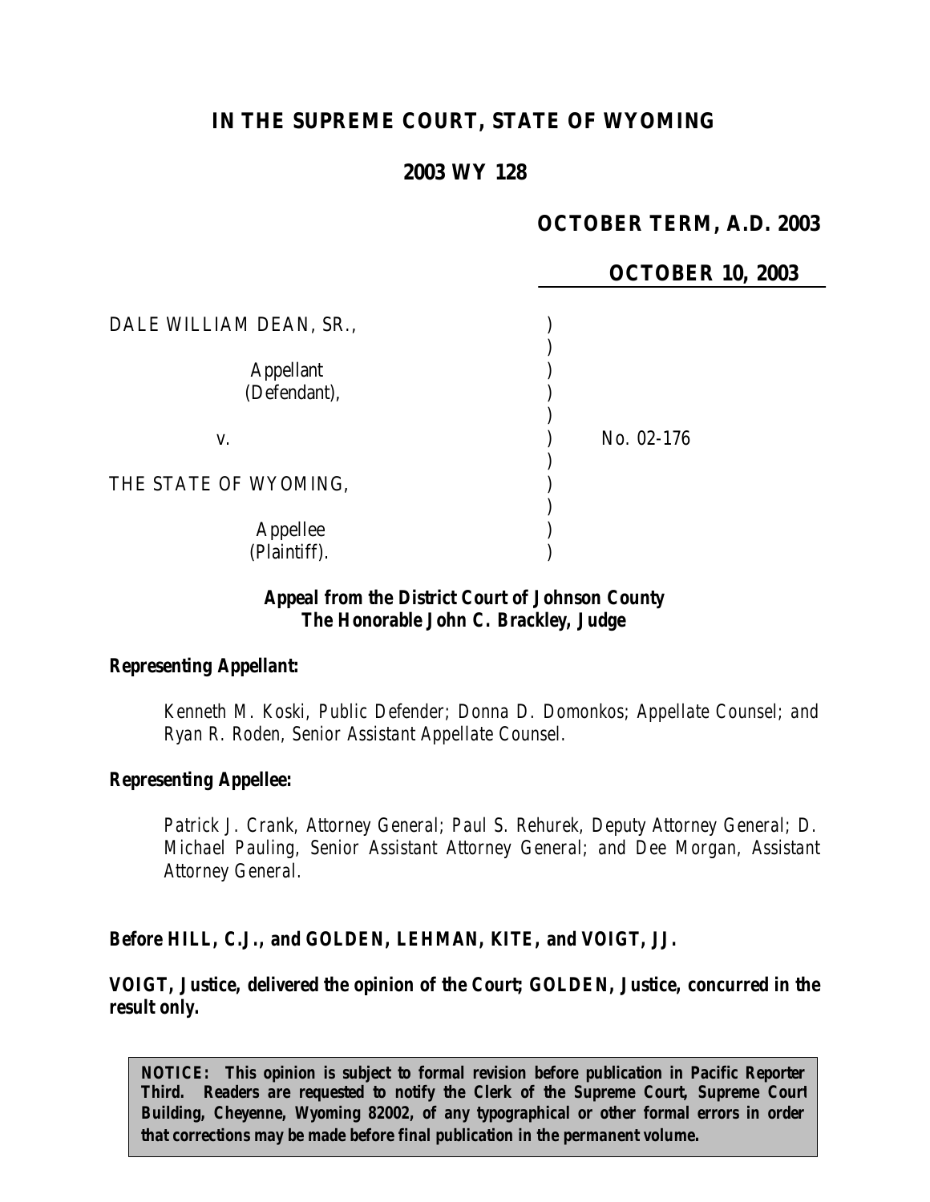# IN THE SUPREME COURT, STATE OF WYOMING

## 2003 WY 128

**OCTOBER TERM, A.D. 2003**

**OCTOBER 10, 2003**

DALE WILLIAM DEAN, SR.,

Appellant (Defendant),

v.

THE STATE OF WYOMING,

Appellee (Plaintiff).

No. 02-176

**Appeal from the District Court of Johnson County**
**The Honorable John C. Brackley, Judge**

**Representing Appellant:**

Kenneth M. Koski, Public Defender; Donna D. Domonkos; Appellate Counsel; and Ryan R. Roden, Senior Assistant Appellate Counsel.

**Representing Appellee:**

Patrick J. Crank, Attorney General; Paul S. Rehurek, Deputy Attorney General; D. Michael Pauling, Senior Assistant Attorney General; and Dee Morgan, Assistant Attorney General.

**Before HILL, C.J., and GOLDEN, LEHMAN, KITE, and VOIGT, JJ.**

**VOIGT, Justice, delivered the opinion of the Court; GOLDEN, Justice, concurred in the result only.**

**NOTICE: This opinion is subject to formal revision before publication in Pacific Reporter Third. Readers are requested to notify the Clerk of the Supreme Court, Supreme Court Building, Cheyenne, Wyoming 82002, of any typographical or other formal errors in order that corrections may be made before final publication in the permanent volume.**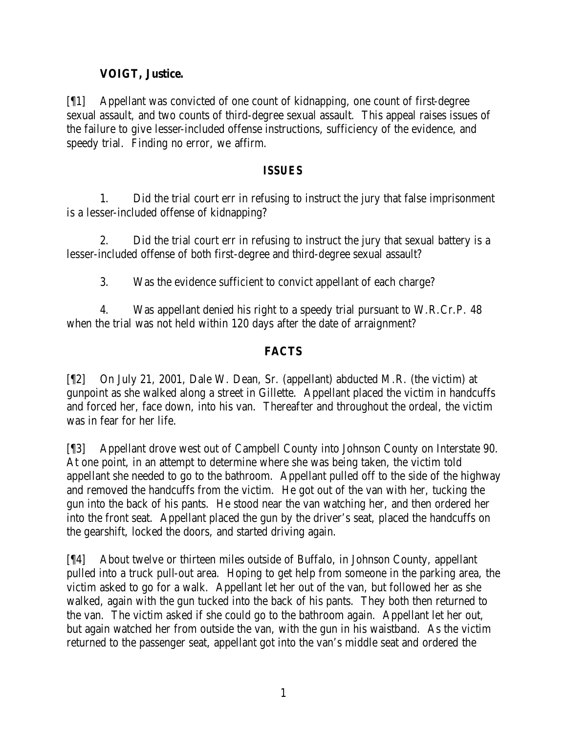**VOIGT, Justice.**

[¶1] Appellant was convicted of one count of kidnapping, one count of first-degree sexual assault, and two counts of third-degree sexual assault. This appeal raises issues of the failure to give lesser-included offense instructions, sufficiency of the evidence, and speedy trial. Finding no error, we affirm.

## ISSUES

1. Did the trial court err in refusing to instruct the jury that false imprisonment is a lesser-included offense of kidnapping?

2. Did the trial court err in refusing to instruct the jury that sexual battery is a lesser-included offense of both first-degree and third-degree sexual assault?

3. Was the evidence sufficient to convict appellant of each charge?

4. Was appellant denied his right to a speedy trial pursuant to W.R.Cr.P. 48 when the trial was not held within 120 days after the date of arraignment?

## FACTS

[¶2] On July 21, 2001, Dale W. Dean, Sr. (appellant) abducted M.R. (the victim) at gunpoint as she walked along a street in Gillette. Appellant placed the victim in handcuffs and forced her, face down, into his van. Thereafter and throughout the ordeal, the victim was in fear for her life.

[¶3] Appellant drove west out of Campbell County into Johnson County on Interstate 90. At one point, in an attempt to determine where she was being taken, the victim told appellant she needed to go to the bathroom. Appellant pulled off to the side of the highway and removed the handcuffs from the victim. He got out of the van with her, tucking the gun into the back of his pants. He stood near the van watching her, and then ordered her into the front seat. Appellant placed the gun by the driver's seat, placed the handcuffs on the gearshift, locked the doors, and started driving again.

[¶4] About twelve or thirteen miles outside of Buffalo, in Johnson County, appellant pulled into a truck pull-out area. Hoping to get help from someone in the parking area, the victim asked to go for a walk. Appellant let her out of the van, but followed her as she walked, again with the gun tucked into the back of his pants. They both then returned to the van. The victim asked if she could go to the bathroom again. Appellant let her out, but again watched her from outside the van, with the gun in his waistband. As the victim returned to the passenger seat, appellant got into the van's middle seat and ordered the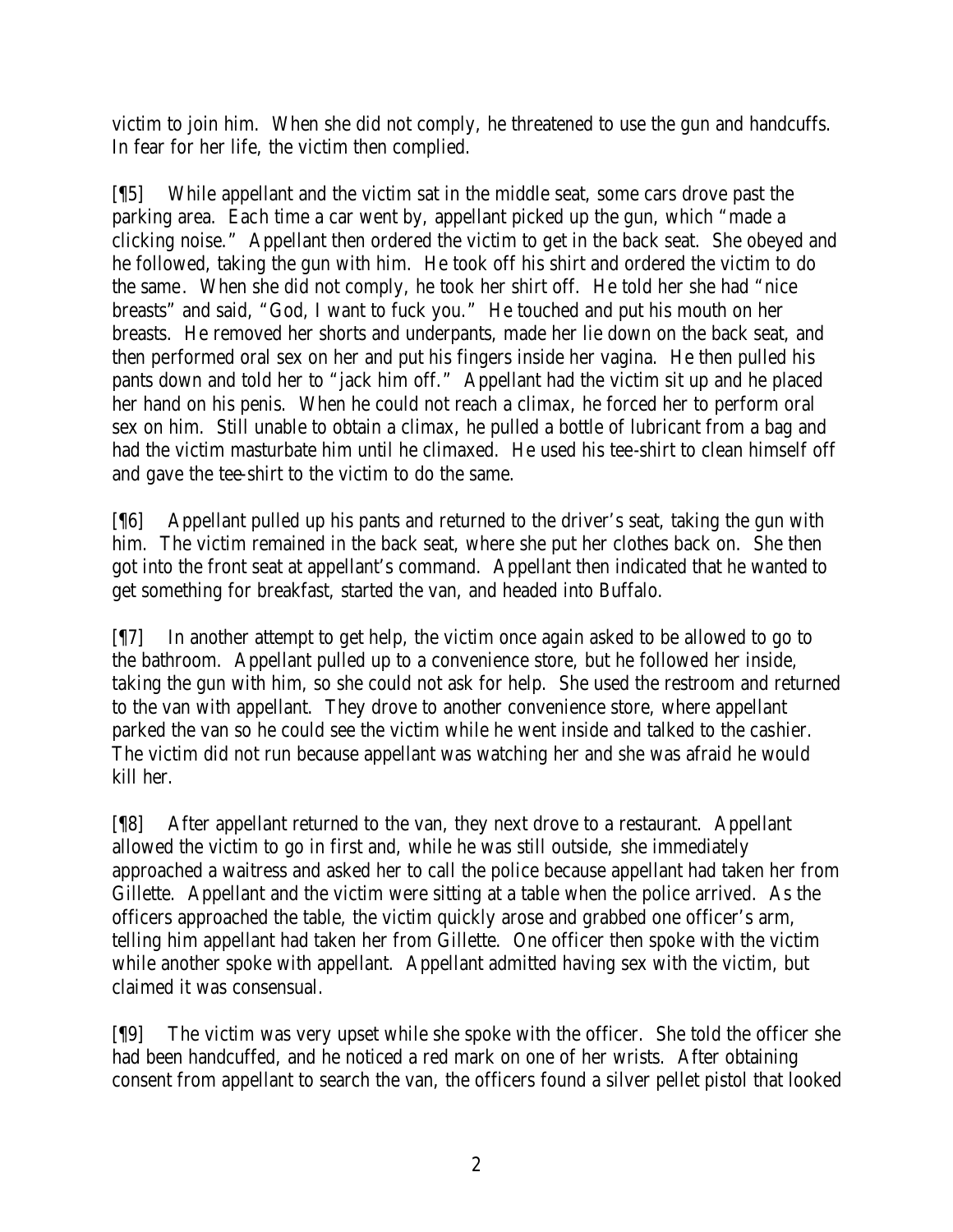victim to join him. When she did not comply, he threatened to use the gun and handcuffs. In fear for her life, the victim then complied.

[¶5] While appellant and the victim sat in the middle seat, some cars drove past the parking area. Each time a car went by, appellant picked up the gun, which "made a clicking noise." Appellant then ordered the victim to get in the back seat. She obeyed and he followed, taking the gun with him. He took off his shirt and ordered the victim to do the same. When she did not comply, he took her shirt off. He told her she had "nice breasts" and said, "God, I want to fuck you." He touched and put his mouth on her breasts. He removed her shorts and underpants, made her lie down on the back seat, and then performed oral sex on her and put his fingers inside her vagina. He then pulled his pants down and told her to "jack him off." Appellant had the victim sit up and he placed her hand on his penis. When he could not reach a climax, he forced her to perform oral sex on him. Still unable to obtain a climax, he pulled a bottle of lubricant from a bag and had the victim masturbate him until he climaxed. He used his tee-shirt to clean himself off and gave the tee-shirt to the victim to do the same.

[¶6] Appellant pulled up his pants and returned to the driver's seat, taking the gun with him. The victim remained in the back seat, where she put her clothes back on. She then got into the front seat at appellant's command. Appellant then indicated that he wanted to get something for breakfast, started the van, and headed into Buffalo.

[¶7] In another attempt to get help, the victim once again asked to be allowed to go to the bathroom. Appellant pulled up to a convenience store, but he followed her inside, taking the gun with him, so she could not ask for help. She used the restroom and returned to the van with appellant. They drove to another convenience store, where appellant parked the van so he could see the victim while he went inside and talked to the cashier. The victim did not run because appellant was watching her and she was afraid he would kill her.

[¶8] After appellant returned to the van, they next drove to a restaurant. Appellant allowed the victim to go in first and, while he was still outside, she immediately approached a waitress and asked her to call the police because appellant had taken her from Gillette. Appellant and the victim were sitting at a table when the police arrived. As the officers approached the table, the victim quickly arose and grabbed one officer's arm, telling him appellant had taken her from Gillette. One officer then spoke with the victim while another spoke with appellant. Appellant admitted having sex with the victim, but claimed it was consensual.

[¶9] The victim was very upset while she spoke with the officer. She told the officer she had been handcuffed, and he noticed a red mark on one of her wrists. After obtaining consent from appellant to search the van, the officers found a silver pellet pistol that looked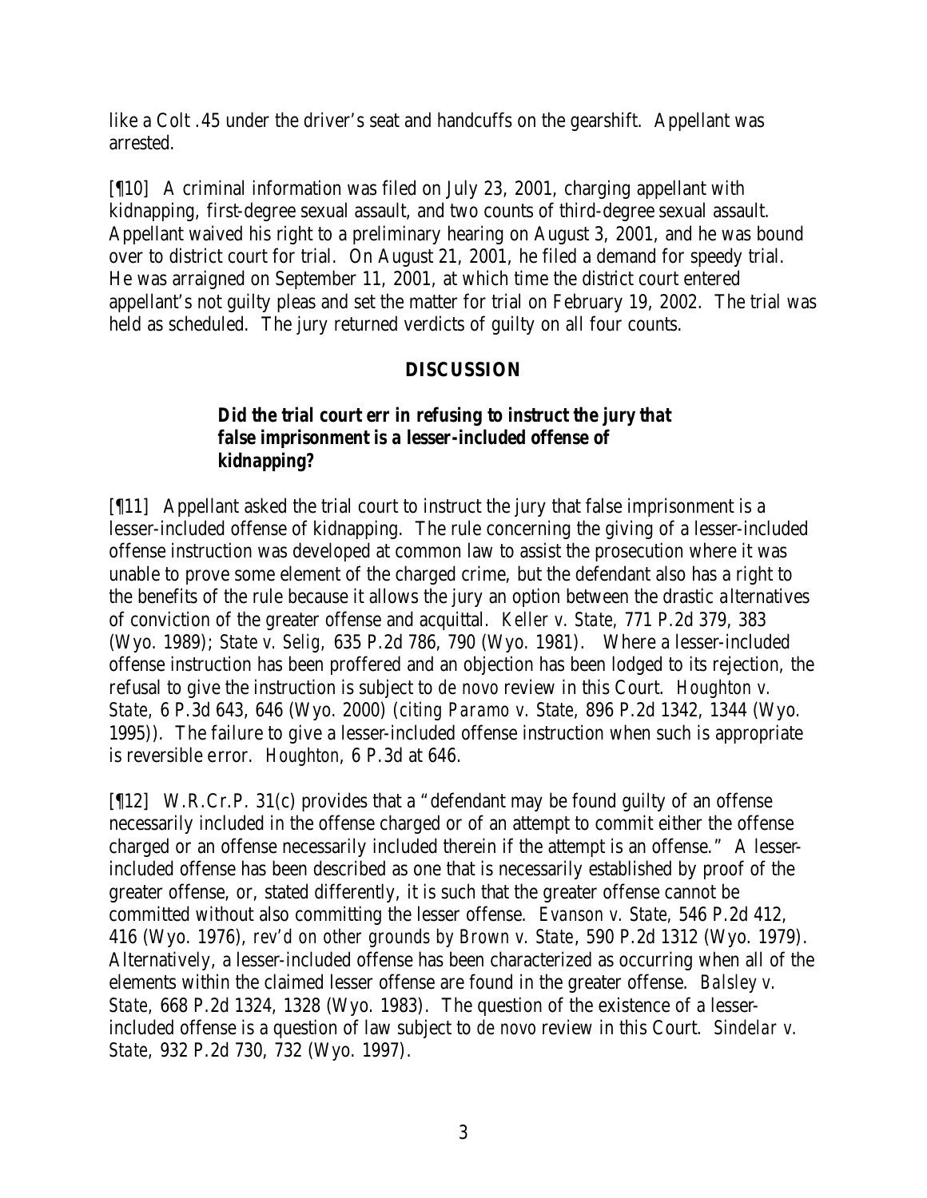like a Colt .45 under the driver's seat and handcuffs on the gearshift. Appellant was arrested.

[¶10] A criminal information was filed on July 23, 2001, charging appellant with kidnapping, first-degree sexual assault, and two counts of third-degree sexual assault. Appellant waived his right to a preliminary hearing on August 3, 2001, and he was bound over to district court for trial. On August 21, 2001, he filed a demand for speedy trial. He was arraigned on September 11, 2001, at which time the district court entered appellant's not guilty pleas and set the matter for trial on February 19, 2002. The trial was held as scheduled. The jury returned verdicts of guilty on all four counts.

## DISCUSSION

### Did the trial court err in refusing to instruct the jury that false imprisonment is a lesser-included offense of kidnapping?

[¶11] Appellant asked the trial court to instruct the jury that false imprisonment is a lesser-included offense of kidnapping. The rule concerning the giving of a lesser-included offense instruction was developed at common law to assist the prosecution where it was unable to prove some element of the charged crime, but the defendant also has a right to the benefits of the rule because it allows the jury an option between the drastic alternatives of conviction of the greater offense and acquittal. *Keller v. State*, 771 P.2d 379, 383 (Wyo. 1989); *State v. Selig*, 635 P.2d 786, 790 (Wyo. 1981). Where a lesser-included offense instruction has been proffered and an objection has been lodged to its rejection, the refusal to give the instruction is subject to *de novo* review in this Court. *Houghton v. State*, 6 P.3d 643, 646 (Wyo. 2000) (*citing Paramo v. State*, 896 P.2d 1342, 1344 (Wyo. 1995)). The failure to give a lesser-included offense instruction when such is appropriate is reversible error. *Houghton*, 6 P.3d at 646.

[¶12] W.R.Cr.P. 31(c) provides that a "defendant may be found guilty of an offense necessarily included in the offense charged or of an attempt to commit either the offense charged or an offense necessarily included therein if the attempt is an offense." A lesser-included offense has been described as one that is necessarily established by proof of the greater offense, or, stated differently, it is such that the greater offense cannot be committed without also committing the lesser offense. *Evanson v. State*, 546 P.2d 412, 416 (Wyo. 1976), *rev'd on other grounds by Brown v. State*, 590 P.2d 1312 (Wyo. 1979). Alternatively, a lesser-included offense has been characterized as occurring when all of the elements within the claimed lesser offense are found in the greater offense. *Balsley v. State*, 668 P.2d 1324, 1328 (Wyo. 1983). The question of the existence of a lesser-included offense is a question of law subject to *de novo* review in this Court. *Sindelar v. State*, 932 P.2d 730, 732 (Wyo. 1997).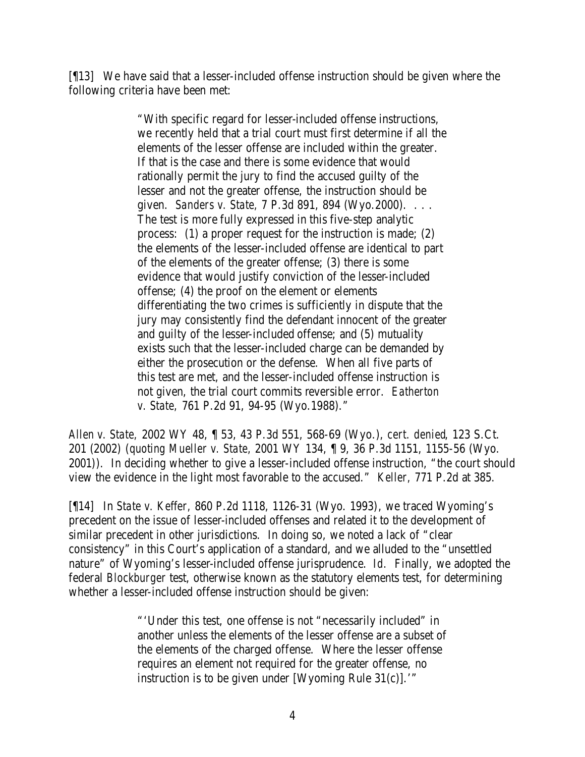[¶13] We have said that a lesser-included offense instruction should be given where the following criteria have been met:

> "With specific regard for lesser-included offense instructions, we recently held that a trial court must first determine if all the elements of the lesser offense are included within the greater. If that is the case and there is some evidence that would rationally permit the jury to find the accused guilty of the lesser and not the greater offense, the instruction should be given. *Sanders v. State,* 7 P.3d 891, 894 (Wyo.2000). . . . The test is more fully expressed in this five-step analytic process: (1) a proper request for the instruction is made; (2) the elements of the lesser-included offense are identical to part of the elements of the greater offense; (3) there is some evidence that would justify conviction of the lesser-included offense; (4) the proof on the element or elements differentiating the two crimes is sufficiently in dispute that the jury may consistently find the defendant innocent of the greater and guilty of the lesser-included offense; and (5) mutuality exists such that the lesser-included charge can be demanded by either the prosecution or the defense. When all five parts of this test are met, and the lesser-included offense instruction is not given, the trial court commits reversible error. *Eatherton v. State*, 761 P.2d 91, 94-95 (Wyo.1988)."

*Allen v. State*, 2002 WY 48, ¶ 53, 43 P.3d 551, 568-69 (Wyo.), *cert. denied*, 123 S.Ct. 201 (2002) (*quoting Mueller v. State*, 2001 WY 134, ¶ 9, 36 P.3d 1151, 1155-56 (Wyo. 2001)). In deciding whether to give a lesser-included offense instruction, "the court should view the evidence in the light most favorable to the accused." *Keller,* 771 P.2d at 385.

[¶14] In *State v. Keffer,* 860 P.2d 1118, 1126-31 (Wyo. 1993), we traced Wyoming's precedent on the issue of lesser-included offenses and related it to the development of similar precedent in other jurisdictions. In doing so, we noted a lack of "clear consistency" in this Court's application of a standard, and we alluded to the "unsettled nature" of Wyoming's lesser-included offense jurisprudence. *Id.* Finally, we adopted the federal *Blockburger* test, otherwise known as the statutory elements test, for determining whether a lesser-included offense instruction should be given:

> "'Under this test, one offense is not "necessarily included" in another unless the elements of the lesser offense are a subset of the elements of the charged offense. Where the lesser offense requires an element not required for the greater offense, no instruction is to be given under [Wyoming Rule 31(c)].'"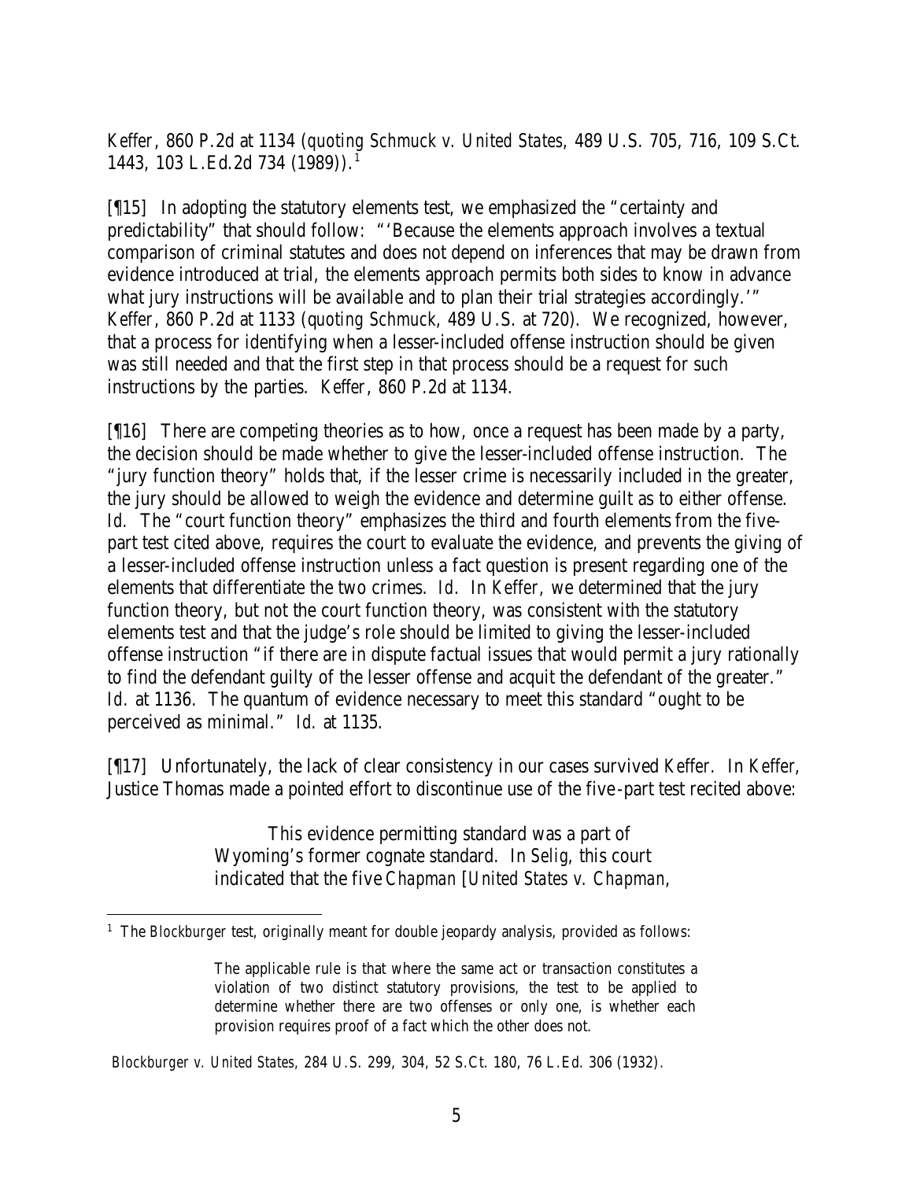*Keffer*, 860 P.2d at 1134 (*quoting Schmuck v. United States*, 489 U.S. 705, 716, 109 S.Ct. 1443, 103 L.Ed.2d 734 (1989)).[1]

[¶15] In adopting the statutory elements test, we emphasized the "certainty and predictability" that should follow: "'Because the elements approach involves a textual comparison of criminal statutes and does not depend on inferences that may be drawn from evidence introduced at trial, the elements approach permits both sides to know in advance what jury instructions will be available and to plan their trial strategies accordingly.'" *Keffer*, 860 P.2d at 1133 (*quoting Schmuck*, 489 U.S. at 720). We recognized, however, that a process for identifying when a lesser-included offense instruction should be given was still needed and that the first step in that process should be a request for such instructions by the parties. *Keffer*, 860 P.2d at 1134.

[¶16] There are competing theories as to how, once a request has been made by a party, the decision should be made whether to give the lesser-included offense instruction. The "jury function theory" holds that, if the lesser crime is necessarily included in the greater, the jury should be allowed to weigh the evidence and determine guilt as to either offense. *Id.* The "court function theory" emphasizes the third and fourth elements from the five-part test cited above, requires the court to evaluate the evidence, and prevents the giving of a lesser-included offense instruction unless a fact question is present regarding one of the elements that differentiate the two crimes. *Id.* In *Keffer*, we determined that the jury function theory, but not the court function theory, was consistent with the statutory elements test and that the judge's role should be limited to giving the lesser-included offense instruction "if there are in dispute factual issues that would permit a jury rationally to find the defendant guilty of the lesser offense and acquit the defendant of the greater." *Id.* at 1136. The quantum of evidence necessary to meet this standard "ought to be perceived as minimal." *Id.* at 1135.

[¶17] Unfortunately, the lack of clear consistency in our cases survived *Keffer*. In *Keffer*, Justice Thomas made a pointed effort to discontinue use of the five-part test recited above:

> This evidence permitting standard was a part of Wyoming's former cognate standard. In *Selig*, this court indicated that the five *Chapman* [*United States v. Chapman*,

[1] The *Blockburger* test, originally meant for double jeopardy analysis, provided as follows:

> The applicable rule is that where the same act or transaction constitutes a violation of two distinct statutory provisions, the test to be applied to determine whether there are two offenses or only one, is whether each provision requires proof of a fact which the other does not.

*Blockburger v. United States*, 284 U.S. 299, 304, 52 S.Ct. 180, 76 L.Ed. 306 (1932).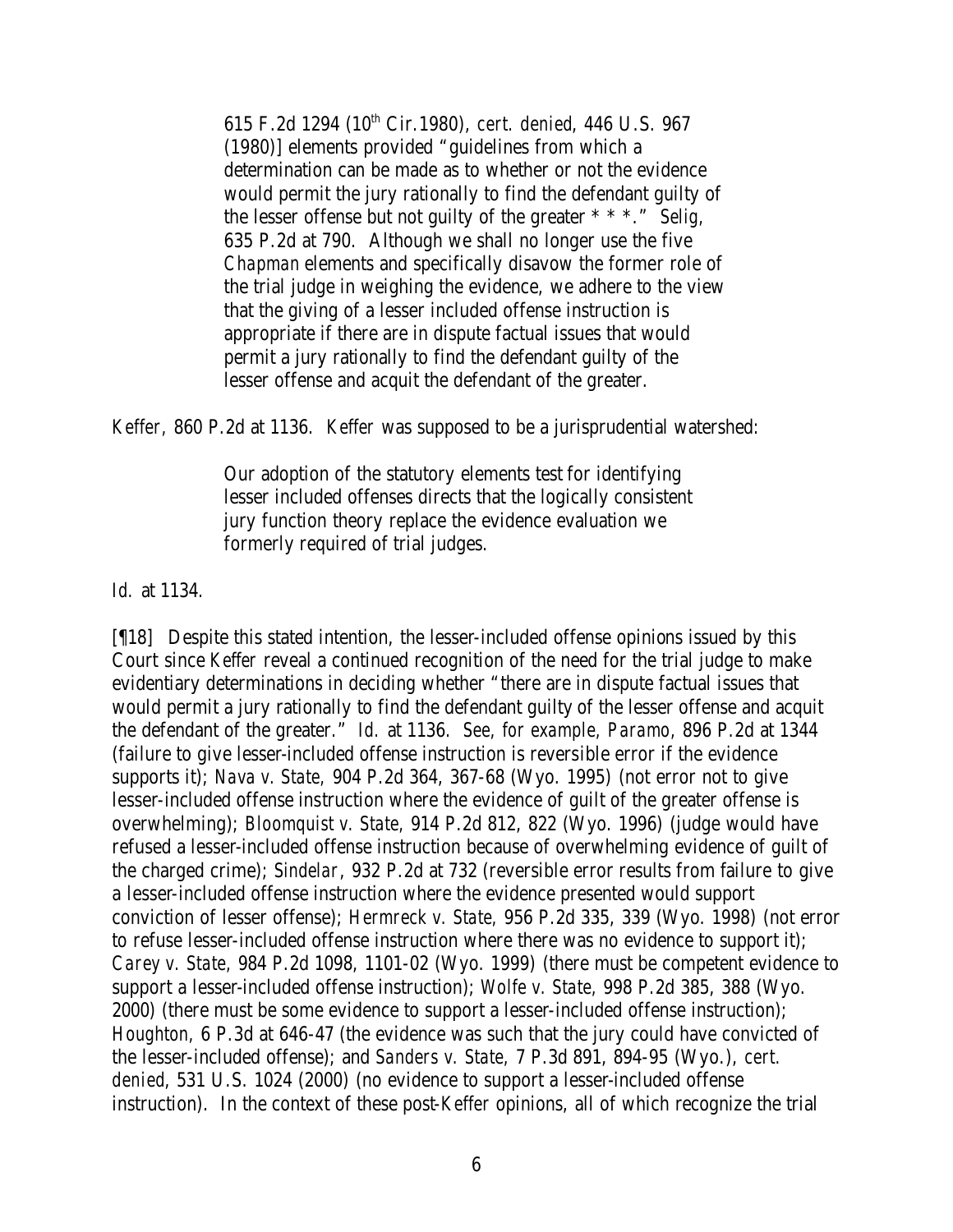> 615 F.2d 1294 (10th Cir.1980), *cert. denied*, 446 U.S. 967 (1980)] elements provided "guidelines from which a determination can be made as to whether or not the evidence would permit the jury rationally to find the defendant guilty of the lesser offense but not guilty of the greater * * *." *Selig*, 635 P.2d at 790. Although we shall no longer use the five *Chapman* elements and specifically disavow the former role of the trial judge in weighing the evidence, we adhere to the view that the giving of a lesser included offense instruction is appropriate if there are in dispute factual issues that would permit a jury rationally to find the defendant guilty of the lesser offense and acquit the defendant of the greater.

*Keffer*, 860 P.2d at 1136. *Keffer* was supposed to be a jurisprudential watershed:

> Our adoption of the statutory elements test for identifying lesser included offenses directs that the logically consistent jury function theory replace the evidence evaluation we formerly required of trial judges.

*Id.* at 1134.

[¶18] Despite this stated intention, the lesser-included offense opinions issued by this Court since *Keffer* reveal a continued recognition of the need for the trial judge to make evidentiary determinations in deciding whether "there are in dispute factual issues that would permit a jury rationally to find the defendant guilty of the lesser offense and acquit the defendant of the greater." *Id.* at 1136. *See, for example, Paramo*, 896 P.2d at 1344 (failure to give lesser-included offense instruction is reversible error if the evidence supports it); *Nava v. State*, 904 P.2d 364, 367-68 (Wyo. 1995) (not error not to give lesser-included offense instruction where the evidence of guilt of the greater offense is overwhelming); *Bloomquist v. State*, 914 P.2d 812, 822 (Wyo. 1996) (judge would have refused a lesser-included offense instruction because of overwhelming evidence of guilt of the charged crime); *Sindelar*, 932 P.2d at 732 (reversible error results from failure to give a lesser-included offense instruction where the evidence presented would support conviction of lesser offense); *Hermreck v. State*, 956 P.2d 335, 339 (Wyo. 1998) (not error to refuse lesser-included offense instruction where there was no evidence to support it); *Carey v. State*, 984 P.2d 1098, 1101-02 (Wyo. 1999) (there must be competent evidence to support a lesser-included offense instruction); *Wolfe v. State*, 998 P.2d 385, 388 (Wyo. 2000) (there must be some evidence to support a lesser-included offense instruction); *Houghton*, 6 P.3d at 646-47 (the evidence was such that the jury could have convicted of the lesser-included offense); and *Sanders v. State*, 7 P.3d 891, 894-95 (Wyo.), *cert. denied*, 531 U.S. 1024 (2000) (no evidence to support a lesser-included offense instruction). In the context of these post-*Keffer* opinions, all of which recognize the trial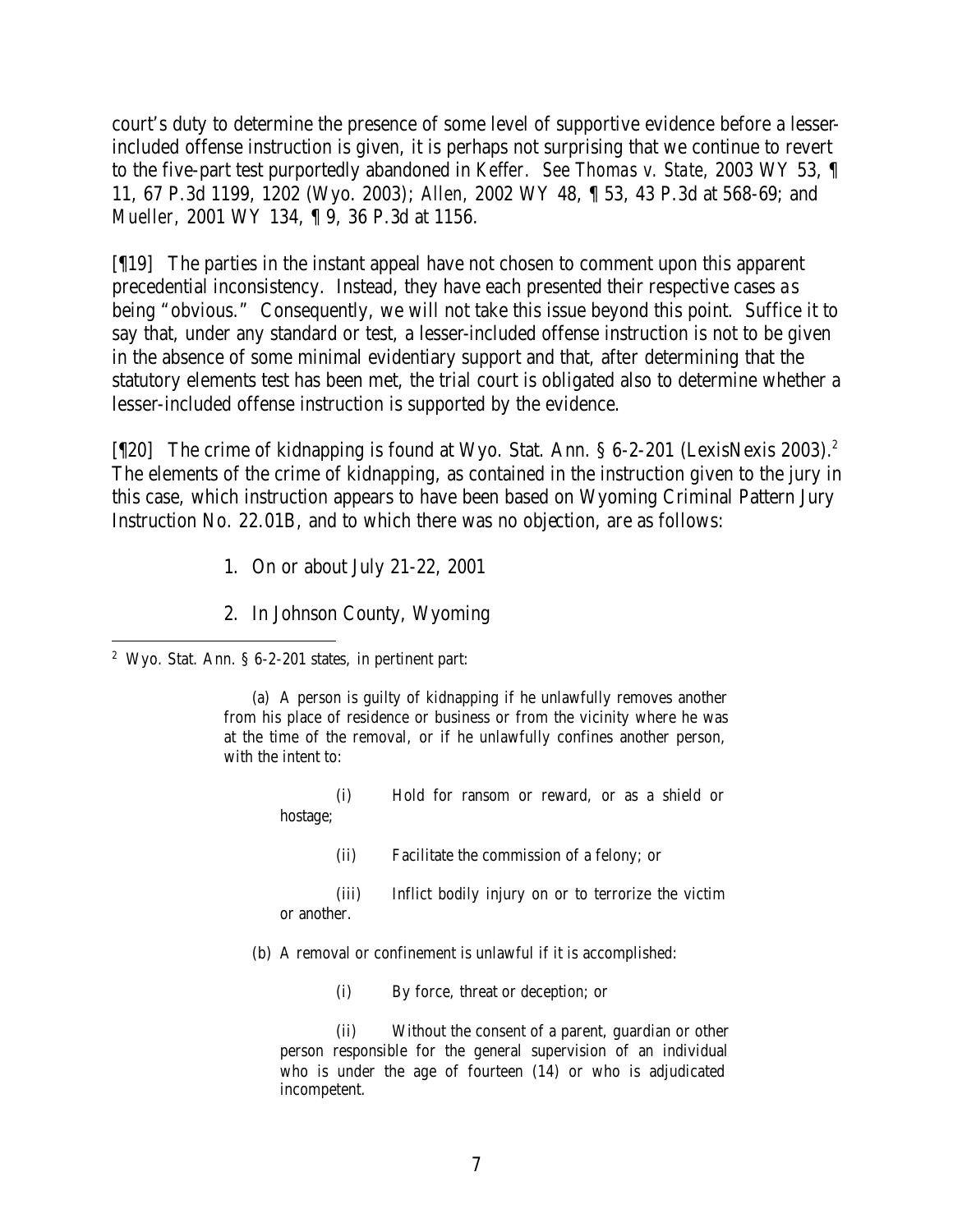court's duty to determine the presence of some level of supportive evidence before a lesser-included offense instruction is given, it is perhaps not surprising that we continue to revert to the five-part test purportedly abandoned in *Keffer*. *See Thomas v. State*, 2003 WY 53, ¶ 11, 67 P.3d 1199, 1202 (Wyo. 2003); *Allen*, 2002 WY 48, ¶ 53, 43 P.3d at 568-69; and *Mueller*, 2001 WY 134, ¶ 9, 36 P.3d at 1156.

[¶19] The parties in the instant appeal have not chosen to comment upon this apparent precedential inconsistency. Instead, they have each presented their respective cases as being "obvious." Consequently, we will not take this issue beyond this point. Suffice it to say that, under any standard or test, a lesser-included offense instruction is not to be given in the absence of some minimal evidentiary support and that, after determining that the statutory elements test has been met, the trial court is obligated also to determine whether a lesser-included offense instruction is supported by the evidence.

[¶20] The crime of kidnapping is found at Wyo. Stat. Ann. § 6-2-201 (LexisNexis 2003).[2] The elements of the crime of kidnapping, as contained in the instruction given to the jury in this case, which instruction appears to have been based on Wyoming Criminal Pattern Jury Instruction No. 22.01B, and to which there was no objection, are as follows:

1. On or about July 21-22, 2001

2. In Johnson County, Wyoming

---

[2] Wyo. Stat. Ann. § 6-2-201 states, in pertinent part:

> (a) A person is guilty of kidnapping if he unlawfully removes another from his place of residence or business or from the vicinity where he was at the time of the removal, or if he unlawfully confines another person, with the intent to:
>
> (i) Hold for ransom or reward, or as a shield or hostage;
>
> (ii) Facilitate the commission of a felony; or
>
> (iii) Inflict bodily injury on or to terrorize the victim or another.
>
> (b) A removal or confinement is unlawful if it is accomplished:
>
> (i) By force, threat or deception; or
>
> (ii) Without the consent of a parent, guardian or other person responsible for the general supervision of an individual who is under the age of fourteen (14) or who is adjudicated incompetent.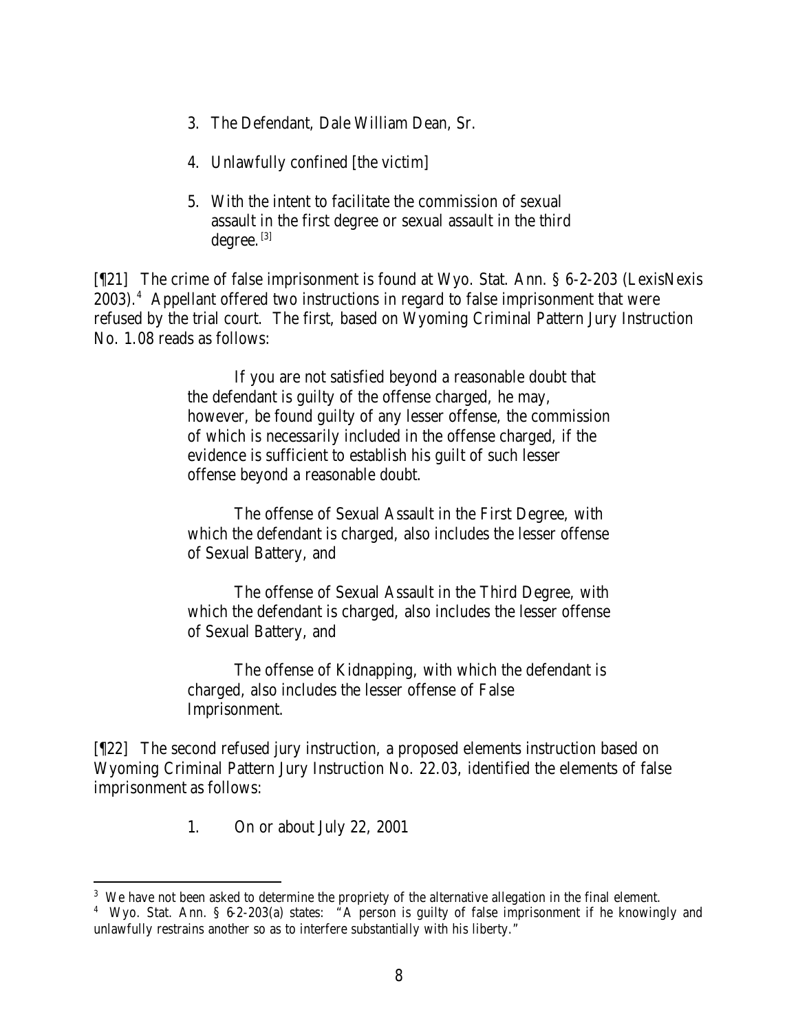3. The Defendant, Dale William Dean, Sr.

4. Unlawfully confined [the victim]

5. With the intent to facilitate the commission of sexual assault in the first degree or sexual assault in the third degree.[3]

[¶21] The crime of false imprisonment is found at Wyo. Stat. Ann. § 6-2-203 (LexisNexis 2003).[4] Appellant offered two instructions in regard to false imprisonment that were refused by the trial court. The first, based on Wyoming Criminal Pattern Jury Instruction No. 1.08 reads as follows:

> If you are not satisfied beyond a reasonable doubt that the defendant is guilty of the offense charged, he may, however, be found guilty of any lesser offense, the commission of which is necessarily included in the offense charged, if the evidence is sufficient to establish his guilt of such lesser offense beyond a reasonable doubt.
>
> The offense of Sexual Assault in the First Degree, with which the defendant is charged, also includes the lesser offense of Sexual Battery, and
>
> The offense of Sexual Assault in the Third Degree, with which the defendant is charged, also includes the lesser offense of Sexual Battery, and
>
> The offense of Kidnapping, with which the defendant is charged, also includes the lesser offense of False Imprisonment.

[¶22] The second refused jury instruction, a proposed elements instruction based on Wyoming Criminal Pattern Jury Instruction No. 22.03, identified the elements of false imprisonment as follows:

1. On or about July 22, 2001

---

[3] We have not been asked to determine the propriety of the alternative allegation in the final element.

[4] Wyo. Stat. Ann. § 6-2-203(a) states: "A person is guilty of false imprisonment if he knowingly and unlawfully restrains another so as to interfere substantially with his liberty."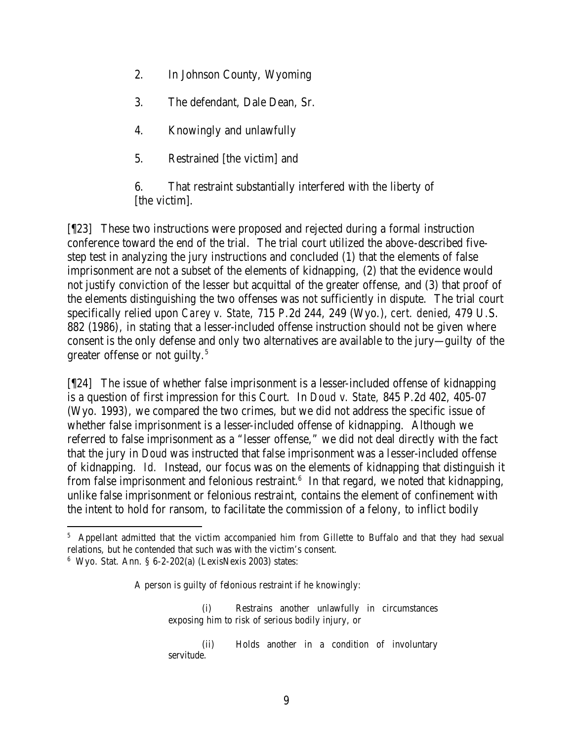2. In Johnson County, Wyoming

3. The defendant, Dale Dean, Sr.

4. Knowingly and unlawfully

5. Restrained [the victim] and

6. That restraint substantially interfered with the liberty of [the victim].

[¶23] These two instructions were proposed and rejected during a formal instruction conference toward the end of the trial. The trial court utilized the above-described five-step test in analyzing the jury instructions and concluded (1) that the elements of false imprisonment are not a subset of the elements of kidnapping, (2) that the evidence would not justify conviction of the lesser but acquittal of the greater offense, and (3) that proof of the elements distinguishing the two offenses was not sufficiently in dispute. The trial court specifically relied upon *Carey v. State*, 715 P.2d 244, 249 (Wyo.), *cert. denied*, 479 U.S. 882 (1986), in stating that a lesser-included offense instruction should not be given where consent is the only defense and only two alternatives are available to the jury—guilty of the greater offense or not guilty.[5]

[¶24] The issue of whether false imprisonment is a lesser-included offense of kidnapping is a question of first impression for this Court. In *Doud v. State*, 845 P.2d 402, 405-07 (Wyo. 1993), we compared the two crimes, but we did not address the specific issue of whether false imprisonment is a lesser-included offense of kidnapping. Although we referred to false imprisonment as a "lesser offense," we did not deal directly with the fact that the jury in *Doud* was instructed that false imprisonment was a lesser-included offense of kidnapping. *Id.* Instead, our focus was on the elements of kidnapping that distinguish it from false imprisonment and felonious restraint.[6] In that regard, we noted that kidnapping, unlike false imprisonment or felonious restraint, contains the element of confinement with the intent to hold for ransom, to facilitate the commission of a felony, to inflict bodily

---

[5] Appellant admitted that the victim accompanied him from Gillette to Buffalo and that they had sexual relations, but he contended that such was with the victim's consent.

[6] Wyo. Stat. Ann. § 6-2-202(a) (LexisNexis 2003) states:

> A person is guilty of felonious restraint if he knowingly:
>
> (i) Restrains another unlawfully in circumstances exposing him to risk of serious bodily injury, or
>
> (ii) Holds another in a condition of involuntary servitude.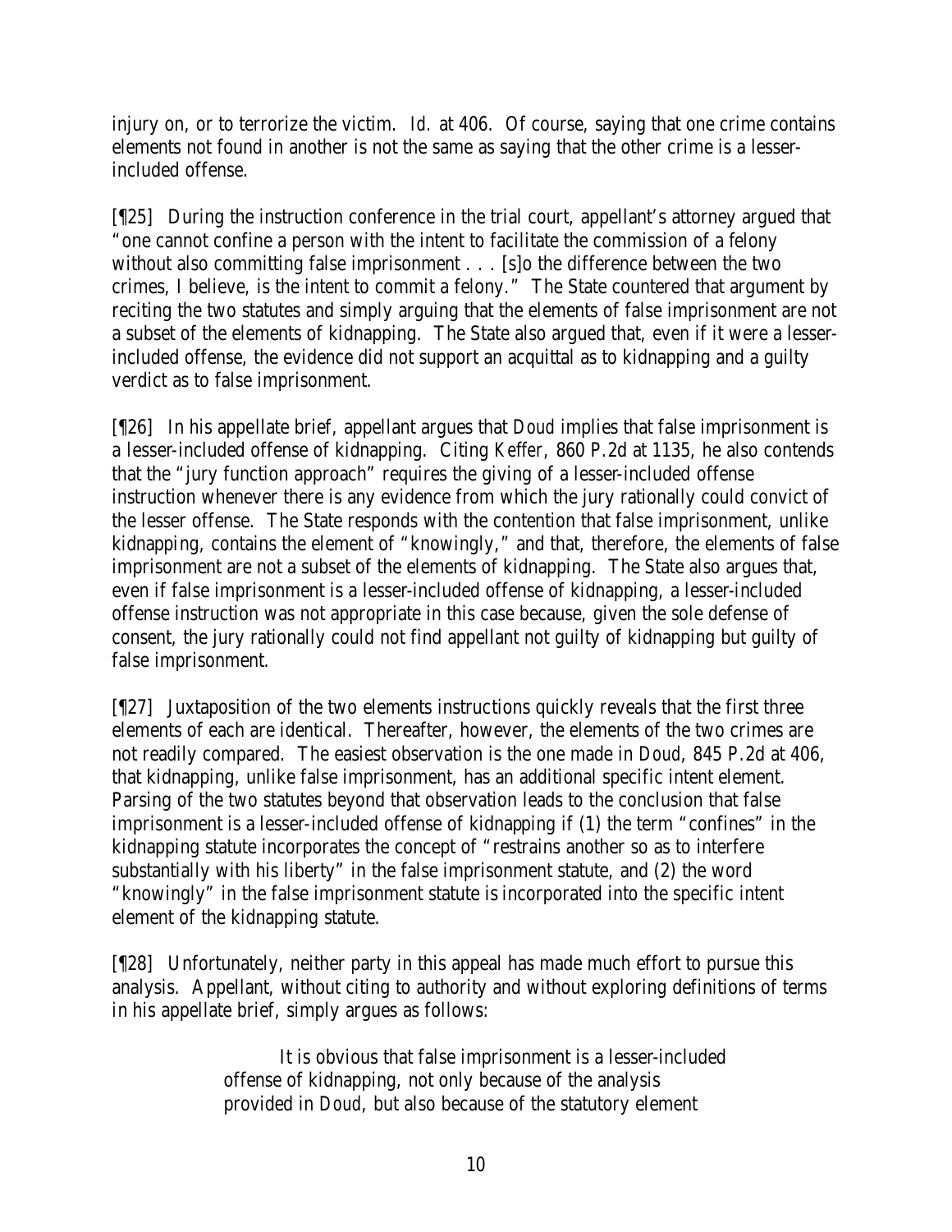injury on, or to terrorize the victim. *Id.* at 406. Of course, saying that one crime contains elements not found in another is not the same as saying that the other crime is a lesser-included offense.

[¶25] During the instruction conference in the trial court, appellant's attorney argued that "one cannot confine a person with the intent to facilitate the commission of a felony without also committing false imprisonment . . . [s]o the difference between the two crimes, I believe, is the intent to commit a felony." The State countered that argument by reciting the two statutes and simply arguing that the elements of false imprisonment are not a subset of the elements of kidnapping. The State also argued that, even if it were a lesser-included offense, the evidence did not support an acquittal as to kidnapping and a guilty verdict as to false imprisonment.

[¶26] In his appellate brief, appellant argues that *Doud* implies that false imprisonment is a lesser-included offense of kidnapping. Citing *Keffer,* 860 P.2d at 1135, he also contends that the "jury function approach" requires the giving of a lesser-included offense instruction whenever there is any evidence from which the jury rationally could convict of the lesser offense. The State responds with the contention that false imprisonment, unlike kidnapping, contains the element of "knowingly," and that, therefore, the elements of false imprisonment are not a subset of the elements of kidnapping. The State also argues that, even if false imprisonment is a lesser-included offense of kidnapping, a lesser-included offense instruction was not appropriate in this case because, given the sole defense of consent, the jury rationally could not find appellant not guilty of kidnapping but guilty of false imprisonment.

[¶27] Juxtaposition of the two elements instructions quickly reveals that the first three elements of each are identical. Thereafter, however, the elements of the two crimes are not readily compared. The easiest observation is the one made in *Doud*, 845 P.2d at 406, that kidnapping, unlike false imprisonment, has an additional specific intent element. Parsing of the two statutes beyond that observation leads to the conclusion that false imprisonment is a lesser-included offense of kidnapping if (1) the term "confines" in the kidnapping statute incorporates the concept of "restrains another so as to interfere substantially with his liberty" in the false imprisonment statute, and (2) the word "knowingly" in the false imprisonment statute is incorporated into the specific intent element of the kidnapping statute.

[¶28] Unfortunately, neither party in this appeal has made much effort to pursue this analysis. Appellant, without citing to authority and without exploring definitions of terms in his appellate brief, simply argues as follows:

> It is obvious that false imprisonment is a lesser-included offense of kidnapping, not only because of the analysis provided in *Doud*, but also because of the statutory element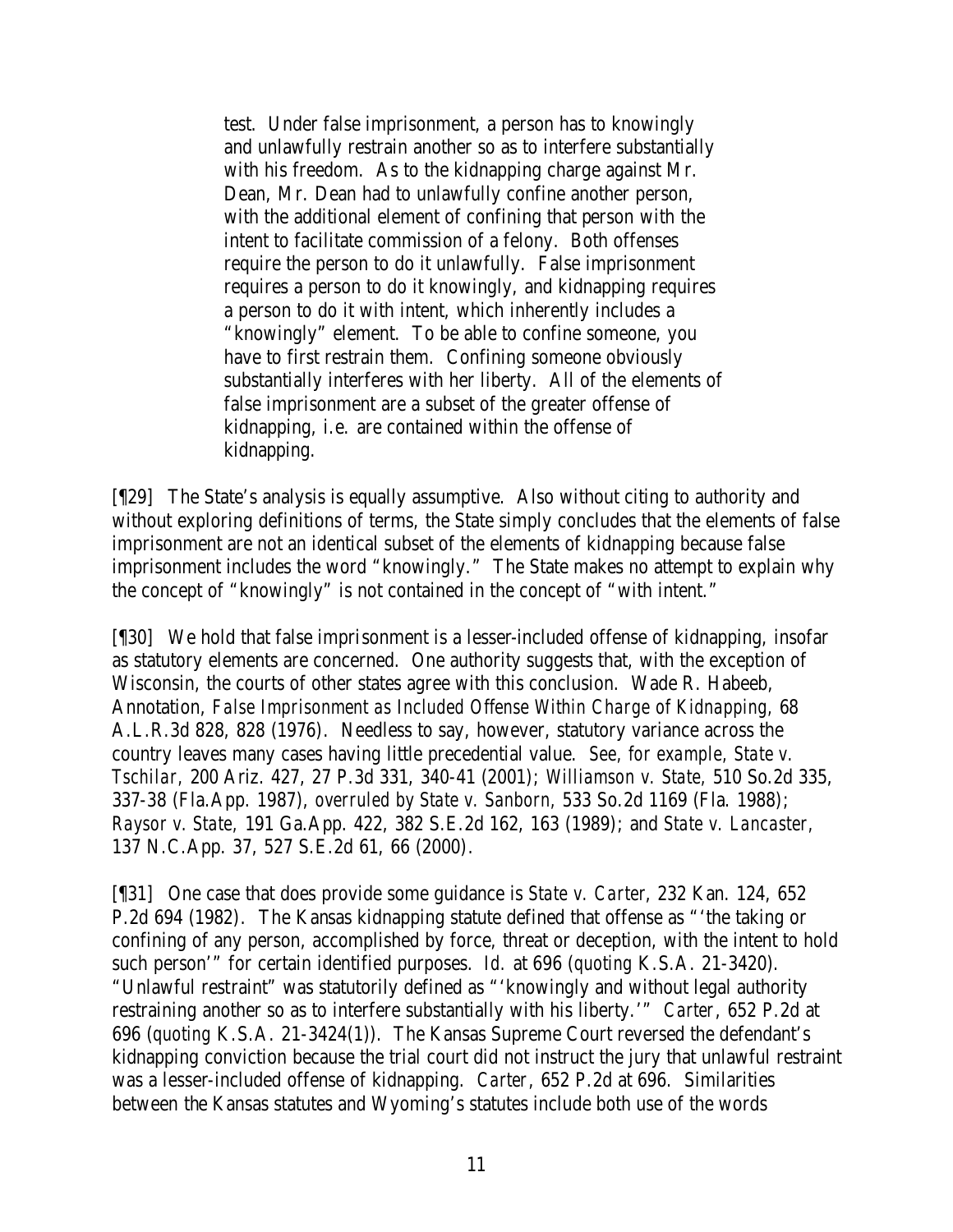> test. Under false imprisonment, a person has to knowingly and unlawfully restrain another so as to interfere substantially with his freedom. As to the kidnapping charge against Mr. Dean, Mr. Dean had to unlawfully confine another person, with the additional element of confining that person with the intent to facilitate commission of a felony. Both offenses require the person to do it unlawfully. False imprisonment requires a person to do it knowingly, and kidnapping requires a person to do it with intent, which inherently includes a "knowingly" element. To be able to confine someone, you have to first restrain them. Confining someone obviously substantially interferes with her liberty. All of the elements of false imprisonment are a subset of the greater offense of kidnapping, i.e. are contained within the offense of kidnapping.

[¶29] The State's analysis is equally assumptive. Also without citing to authority and without exploring definitions of terms, the State simply concludes that the elements of false imprisonment are not an identical subset of the elements of kidnapping because false imprisonment includes the word "knowingly." The State makes no attempt to explain why the concept of "knowingly" is not contained in the concept of "with intent."

[¶30] We hold that false imprisonment is a lesser-included offense of kidnapping, insofar as statutory elements are concerned. One authority suggests that, with the exception of Wisconsin, the courts of other states agree with this conclusion. Wade R. Habeeb, Annotation, *False Imprisonment as Included Offense Within Charge of Kidnapping*, 68 A.L.R.3d 828, 828 (1976). Needless to say, however, statutory variance across the country leaves many cases having little precedential value. *See, for example*, *State v. Tschilar*, 200 Ariz. 427, 27 P.3d 331, 340-41 (2001); *Williamson v. State*, 510 So.2d 335, 337-38 (Fla.App. 1987), *overruled by State v. Sanborn*, 533 So.2d 1169 (Fla. 1988); *Raysor v. State*, 191 Ga.App. 422, 382 S.E.2d 162, 163 (1989); and *State v. Lancaster*, 137 N.C.App. 37, 527 S.E.2d 61, 66 (2000).

[¶31] One case that does provide some guidance is *State v. Carter*, 232 Kan. 124, 652 P.2d 694 (1982). The Kansas kidnapping statute defined that offense as "'the taking or confining of any person, accomplished by force, threat or deception, with the intent to hold such person'" for certain identified purposes. *Id.* at 696 (*quoting* K.S.A. 21-3420). "Unlawful restraint" was statutorily defined as "'knowingly and without legal authority restraining another so as to interfere substantially with his liberty.'" *Carter*, 652 P.2d at 696 (*quoting* K.S.A. 21-3424(1)). The Kansas Supreme Court reversed the defendant's kidnapping conviction because the trial court did not instruct the jury that unlawful restraint was a lesser-included offense of kidnapping. *Carter*, 652 P.2d at 696. Similarities between the Kansas statutes and Wyoming's statutes include both use of the words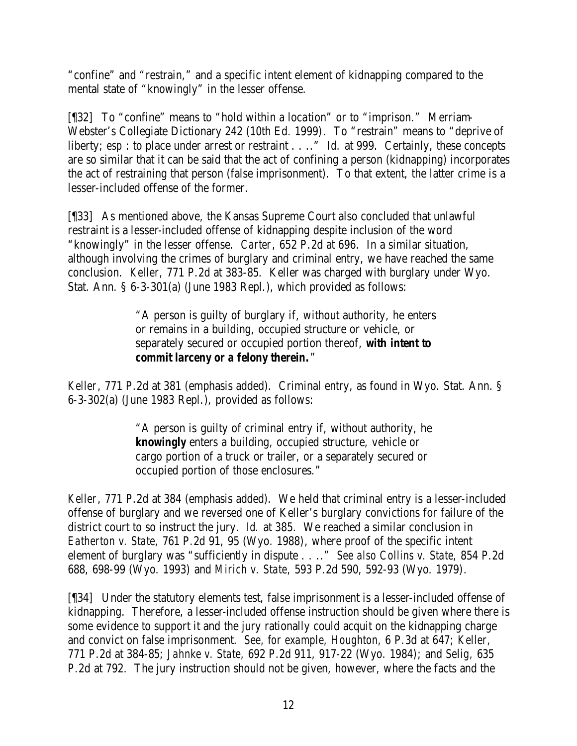"confine" and "restrain," and a specific intent element of kidnapping compared to the mental state of "knowingly" in the lesser offense.

[¶32] To "confine" means to "hold within a location" or to "imprison." Merriam-Webster's Collegiate Dictionary 242 (10th Ed. 1999). To "restrain" means to "deprive of liberty; *esp* : to place under arrest or restraint . . .." *Id.* at 999. Certainly, these concepts are so similar that it can be said that the act of confining a person (kidnapping) incorporates the act of restraining that person (false imprisonment). To that extent, the latter crime is a lesser-included offense of the former.

[¶33] As mentioned above, the Kansas Supreme Court also concluded that unlawful restraint is a lesser-included offense of kidnapping despite inclusion of the word "knowingly" in the lesser offense. *Carter*, 652 P.2d at 696. In a similar situation, although involving the crimes of burglary and criminal entry, we have reached the same conclusion. *Keller*, 771 P.2d at 383-85. Keller was charged with burglary under Wyo. Stat. Ann. § 6-3-301(a) (June 1983 Repl.), which provided as follows:

> "A person is guilty of burglary if, without authority, he enters or remains in a building, occupied structure or vehicle, or separately secured or occupied portion thereof, **with intent to commit larceny or a felony therein.**"

*Keller*, 771 P.2d at 381 (emphasis added). Criminal entry, as found in Wyo. Stat. Ann. § 6-3-302(a) (June 1983 Repl.), provided as follows:

> "A person is guilty of criminal entry if, without authority, he **knowingly** enters a building, occupied structure, vehicle or cargo portion of a truck or trailer, or a separately secured or occupied portion of those enclosures."

*Keller*, 771 P.2d at 384 (emphasis added). We held that criminal entry is a lesser-included offense of burglary and we reversed one of Keller's burglary convictions for failure of the district court to so instruct the jury. *Id.* at 385. We reached a similar conclusion in *Eatherton v. State*, 761 P.2d 91, 95 (Wyo. 1988), where proof of the specific intent element of burglary was "sufficiently in dispute . . .." *See also Collins v. State*, 854 P.2d 688, 698-99 (Wyo. 1993) and *Mirich v. State*, 593 P.2d 590, 592-93 (Wyo. 1979).

[¶34] Under the statutory elements test, false imprisonment is a lesser-included offense of kidnapping. Therefore, a lesser-included offense instruction should be given where there is some evidence to support it and the jury rationally could acquit on the kidnapping charge and convict on false imprisonment. *See, for example, Houghton*, 6 P.3d at 647; *Keller*, 771 P.2d at 384-85; *Jahnke v. State*, 692 P.2d 911, 917-22 (Wyo. 1984); and *Selig*, 635 P.2d at 792. The jury instruction should not be given, however, where the facts and the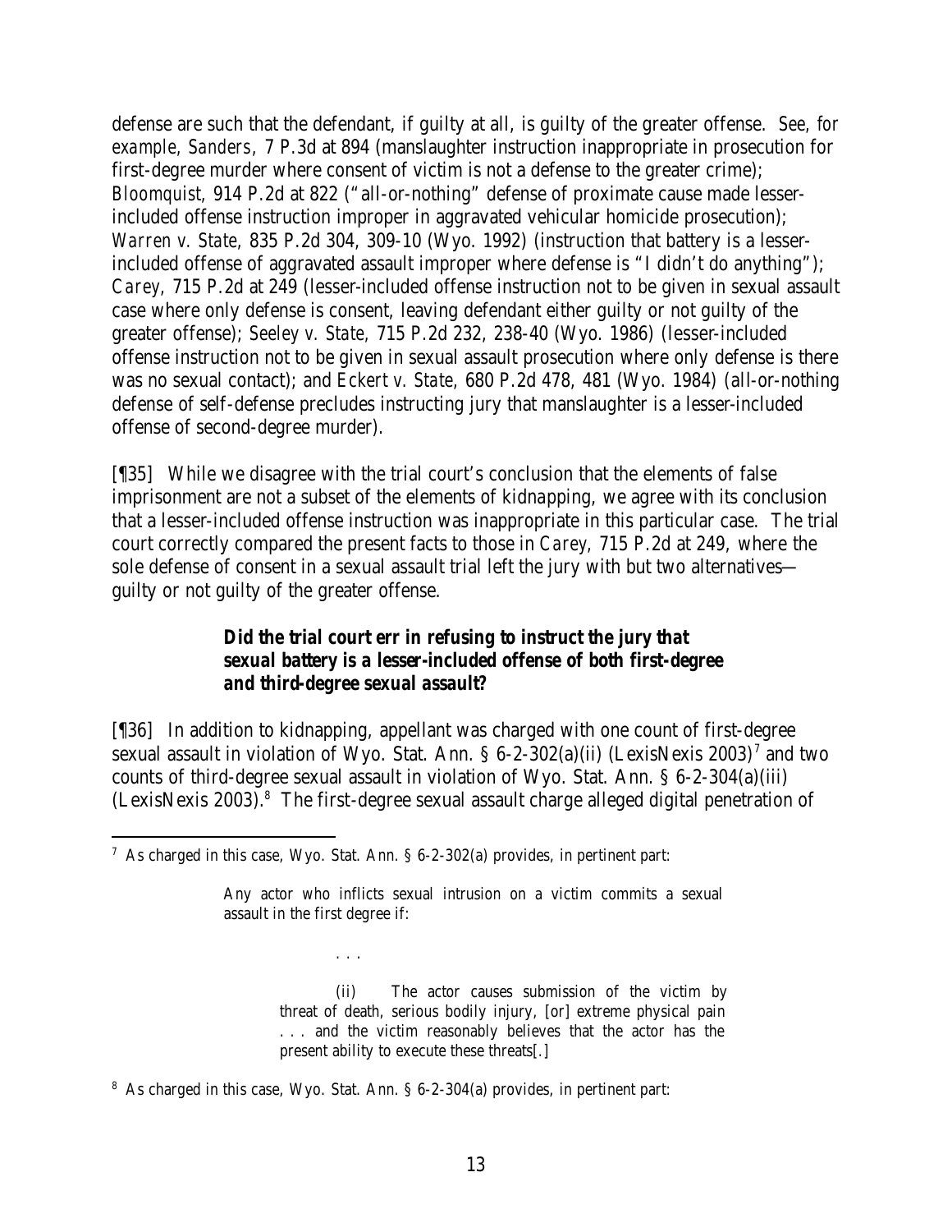defense are such that the defendant, if guilty at all, is guilty of the greater offense. *See, for example*, *Sanders*, 7 P.3d at 894 (manslaughter instruction inappropriate in prosecution for first-degree murder where consent of victim is not a defense to the greater crime); *Bloomquist*, 914 P.2d at 822 ("all-or-nothing" defense of proximate cause made lesser-included offense instruction improper in aggravated vehicular homicide prosecution); *Warren v. State*, 835 P.2d 304, 309-10 (Wyo. 1992) (instruction that battery is a lesser-included offense of aggravated assault improper where defense is "I didn't do anything"); *Carey*, 715 P.2d at 249 (lesser-included offense instruction not to be given in sexual assault case where only defense is consent, leaving defendant either guilty or not guilty of the greater offense); *Seeley v. State*, 715 P.2d 232, 238-40 (Wyo. 1986) (lesser-included offense instruction not to be given in sexual assault prosecution where only defense is there was no sexual contact); and *Eckert v. State*, 680 P.2d 478, 481 (Wyo. 1984) (all-or-nothing defense of self-defense precludes instructing jury that manslaughter is a lesser-included offense of second-degree murder).

[¶35] While we disagree with the trial court's conclusion that the elements of false imprisonment are not a subset of the elements of kidnapping, we agree with its conclusion that a lesser-included offense instruction was inappropriate in this particular case. The trial court correctly compared the present facts to those in *Carey*, 715 P.2d at 249, where the sole defense of consent in a sexual assault trial left the jury with but two alternatives—guilty or not guilty of the greater offense.

### *Did the trial court err in refusing to instruct the jury that sexual battery is a lesser-included offense of both first-degree and third-degree sexual assault?*

[¶36] In addition to kidnapping, appellant was charged with one count of first-degree sexual assault in violation of Wyo. Stat. Ann. § 6-2-302(a)(ii) (LexisNexis 2003)[7] and two counts of third-degree sexual assault in violation of Wyo. Stat. Ann. § 6-2-304(a)(iii) (LexisNexis 2003).[8] The first-degree sexual assault charge alleged digital penetration of

---

[7] As charged in this case, Wyo. Stat. Ann. § 6-2-302(a) provides, in pertinent part:

> Any actor who inflicts sexual intrusion on a victim commits a sexual assault in the first degree if:
>
> . . .
>
> (ii) The actor causes submission of the victim by threat of death, serious bodily injury, [or] extreme physical pain . . . and the victim reasonably believes that the actor has the present ability to execute these threats[.]

[8] As charged in this case, Wyo. Stat. Ann. § 6-2-304(a) provides, in pertinent part: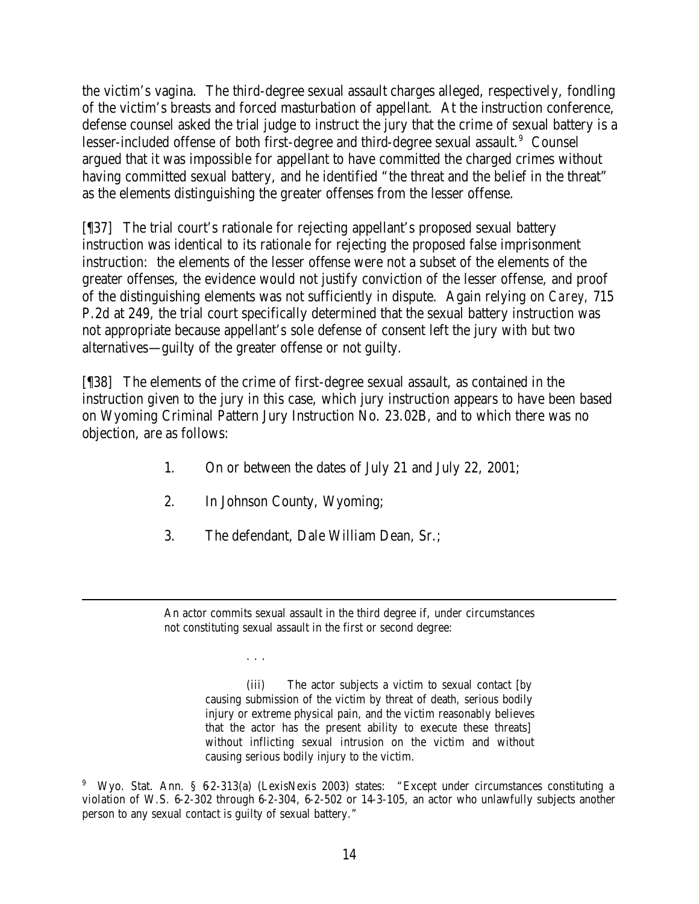the victim's vagina. The third-degree sexual assault charges alleged, respectively, fondling of the victim's breasts and forced masturbation of appellant. At the instruction conference, defense counsel asked the trial judge to instruct the jury that the crime of sexual battery is a lesser-included offense of both first-degree and third-degree sexual assault.[9] Counsel argued that it was impossible for appellant to have committed the charged crimes without having committed sexual battery, and he identified "the threat and the belief in the threat" as the elements distinguishing the greater offenses from the lesser offense.

[¶37] The trial court's rationale for rejecting appellant's proposed sexual battery instruction was identical to its rationale for rejecting the proposed false imprisonment instruction: the elements of the lesser offense were not a subset of the elements of the greater offenses, the evidence would not justify conviction of the lesser offense, and proof of the distinguishing elements was not sufficiently in dispute. Again relying on *Carey*, 715 P.2d at 249, the trial court specifically determined that the sexual battery instruction was not appropriate because appellant's sole defense of consent left the jury with but two alternatives—guilty of the greater offense or not guilty.

[¶38] The elements of the crime of first-degree sexual assault, as contained in the instruction given to the jury in this case, which jury instruction appears to have been based on Wyoming Criminal Pattern Jury Instruction No. 23.02B, and to which there was no objection, are as follows:

1. On or between the dates of July 21 and July 22, 2001;
2. In Johnson County, Wyoming;
3. The defendant, Dale William Dean, Sr.;

---

> An actor commits sexual assault in the third degree if, under circumstances not constituting sexual assault in the first or second degree:
>
> . . .
>
> (iii) The actor subjects a victim to sexual contact [by causing submission of the victim by threat of death, serious bodily injury or extreme physical pain, and the victim reasonably believes that the actor has the present ability to execute these threats] without inflicting sexual intrusion on the victim and without causing serious bodily injury to the victim.

[9] Wyo. Stat. Ann. § 6-2-313(a) (LexisNexis 2003) states: "Except under circumstances constituting a violation of W.S. 6-2-302 through 6-2-304, 6-2-502 or 14-3-105, an actor who unlawfully subjects another person to any sexual contact is guilty of sexual battery."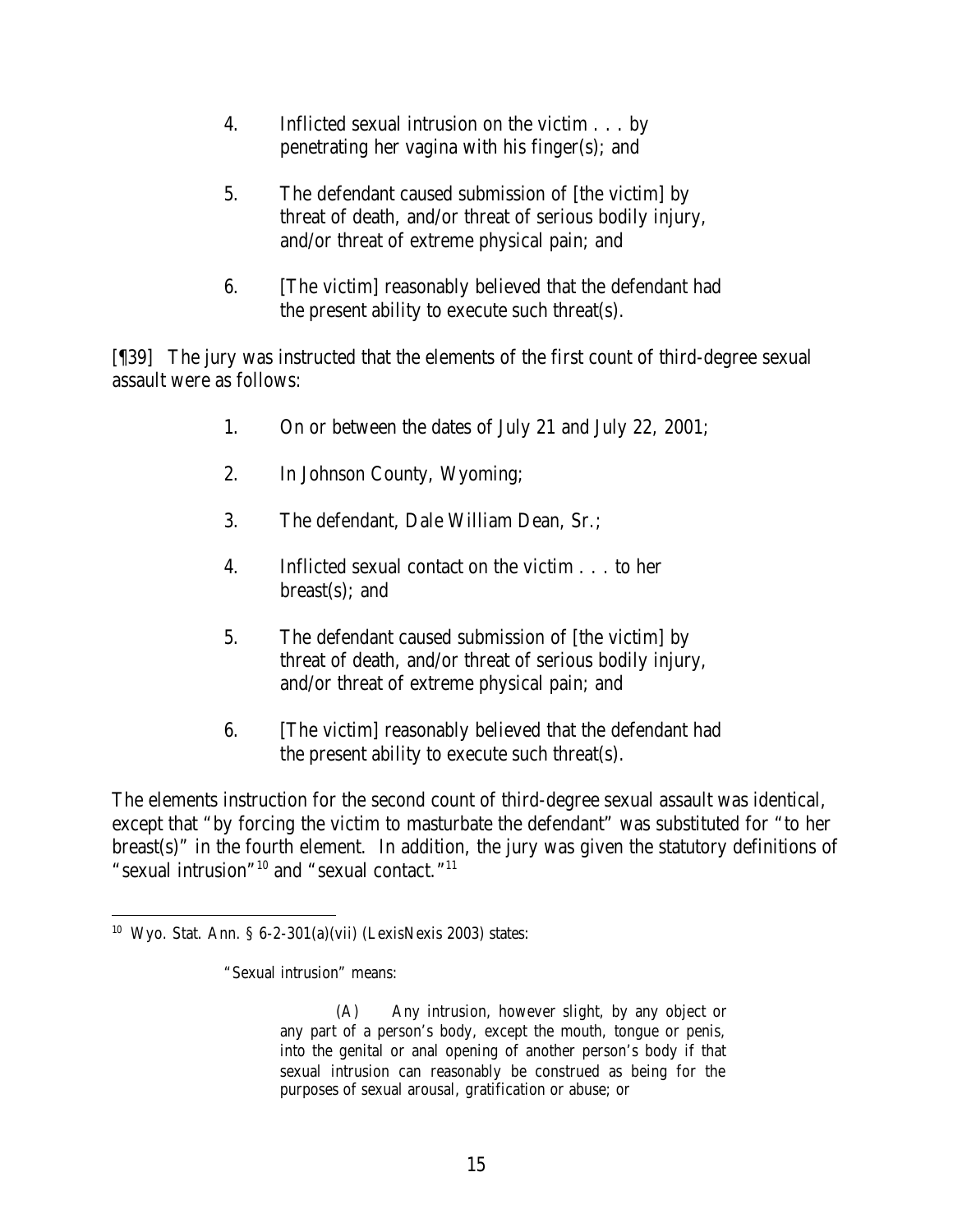4. Inflicted sexual intrusion on the victim . . . by penetrating her vagina with his finger(s); and

5. The defendant caused submission of [the victim] by threat of death, and/or threat of serious bodily injury, and/or threat of extreme physical pain; and

6. [The victim] reasonably believed that the defendant had the present ability to execute such threat(s).

[¶39] The jury was instructed that the elements of the first count of third-degree sexual assault were as follows:

1. On or between the dates of July 21 and July 22, 2001;

2. In Johnson County, Wyoming;

3. The defendant, Dale William Dean, Sr.;

4. Inflicted sexual contact on the victim . . . to her breast(s); and

5. The defendant caused submission of [the victim] by threat of death, and/or threat of serious bodily injury, and/or threat of extreme physical pain; and

6. [The victim] reasonably believed that the defendant had the present ability to execute such threat(s).

The elements instruction for the second count of third-degree sexual assault was identical, except that "by forcing the victim to masturbate the defendant" was substituted for "to her breast(s)" in the fourth element. In addition, the jury was given the statutory definitions of "sexual intrusion"[10] and "sexual contact."[11]

---

[10] Wyo. Stat. Ann. § 6-2-301(a)(vii) (LexisNexis 2003) states:

> "Sexual intrusion" means:
>
> (A) Any intrusion, however slight, by any object or any part of a person's body, except the mouth, tongue or penis, into the genital or anal opening of another person's body if that sexual intrusion can reasonably be construed as being for the purposes of sexual arousal, gratification or abuse; or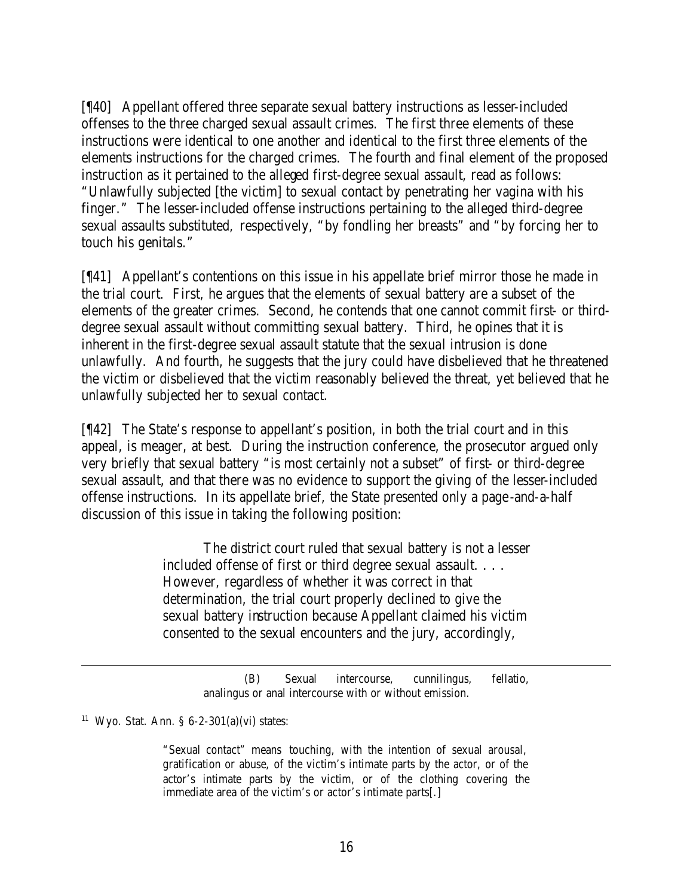[¶40] Appellant offered three separate sexual battery instructions as lesser-included offenses to the three charged sexual assault crimes. The first three elements of these instructions were identical to one another and identical to the first three elements of the elements instructions for the charged crimes. The fourth and final element of the proposed instruction as it pertained to the alleged first-degree sexual assault, read as follows: "Unlawfully subjected [the victim] to sexual contact by penetrating her vagina with his finger." The lesser-included offense instructions pertaining to the alleged third-degree sexual assaults substituted, respectively, "by fondling her breasts" and "by forcing her to touch his genitals."

[¶41] Appellant's contentions on this issue in his appellate brief mirror those he made in the trial court. First, he argues that the elements of sexual battery are a subset of the elements of the greater crimes. Second, he contends that one cannot commit first- or third-degree sexual assault without committing sexual battery. Third, he opines that it is inherent in the first-degree sexual assault statute that the sexual intrusion is done unlawfully. And fourth, he suggests that the jury could have disbelieved that he threatened the victim or disbelieved that the victim reasonably believed the threat, yet believed that he unlawfully subjected her to sexual contact.

[¶42] The State's response to appellant's position, in both the trial court and in this appeal, is meager, at best. During the instruction conference, the prosecutor argued only very briefly that sexual battery "is most certainly not a subset" of first- or third-degree sexual assault, and that there was no evidence to support the giving of the lesser-included offense instructions. In its appellate brief, the State presented only a page-and-a-half discussion of this issue in taking the following position:

> The district court ruled that sexual battery is not a lesser included offense of first or third degree sexual assault. . . . However, regardless of whether it was correct in that determination, the trial court properly declined to give the sexual battery instruction because Appellant claimed his victim consented to the sexual encounters and the jury, accordingly,

---

> (B) Sexual intercourse, cunnilingus, fellatio, analingus or anal intercourse with or without emission.

[11] Wyo. Stat. Ann. § 6-2-301(a)(vi) states:

> "Sexual contact" means touching, with the intention of sexual arousal, gratification or abuse, of the victim's intimate parts by the actor, or of the actor's intimate parts by the victim, or of the clothing covering the immediate area of the victim's or actor's intimate parts[.]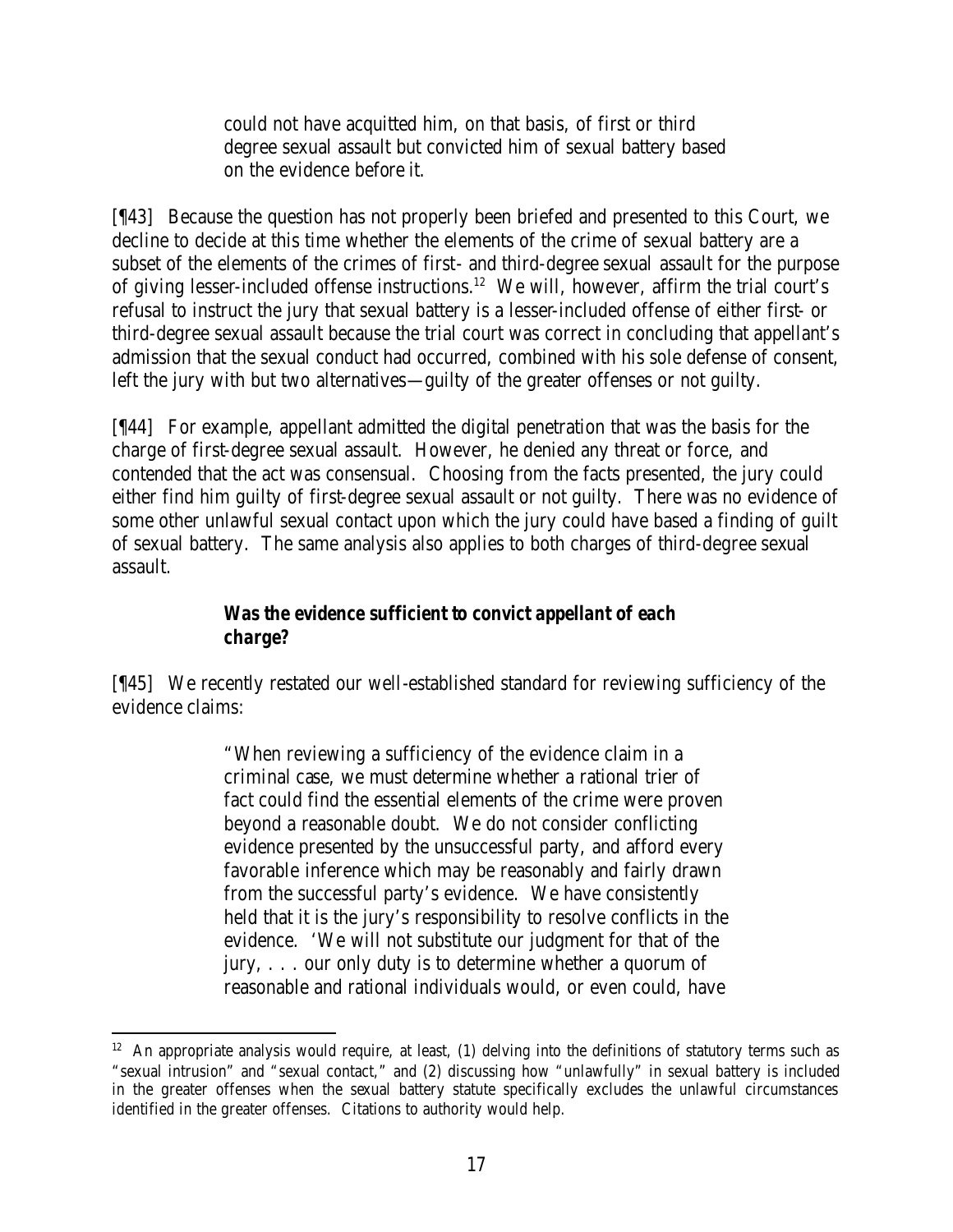could not have acquitted him, on that basis, of first or third degree sexual assault but convicted him of sexual battery based on the evidence before it.

[¶43] Because the question has not properly been briefed and presented to this Court, we decline to decide at this time whether the elements of the crime of sexual battery are a subset of the elements of the crimes of first- and third-degree sexual assault for the purpose of giving lesser-included offense instructions.[12] We will, however, affirm the trial court's refusal to instruct the jury that sexual battery is a lesser-included offense of either first- or third-degree sexual assault because the trial court was correct in concluding that appellant's admission that the sexual conduct had occurred, combined with his sole defense of consent, left the jury with but two alternatives—guilty of the greater offenses or not guilty.

[¶44] For example, appellant admitted the digital penetration that was the basis for the charge of first-degree sexual assault. However, he denied any threat or force, and contended that the act was consensual. Choosing from the facts presented, the jury could either find him guilty of first-degree sexual assault or not guilty. There was no evidence of some other unlawful sexual contact upon which the jury could have based a finding of guilt of sexual battery. The same analysis also applies to both charges of third-degree sexual assault.

***Was the evidence sufficient to convict appellant of each charge?***

[¶45] We recently restated our well-established standard for reviewing sufficiency of the evidence claims:

> "When reviewing a sufficiency of the evidence claim in a criminal case, we must determine whether a rational trier of fact could find the essential elements of the crime were proven beyond a reasonable doubt. We do not consider conflicting evidence presented by the unsuccessful party, and afford every favorable inference which may be reasonably and fairly drawn from the successful party's evidence. We have consistently held that it is the jury's responsibility to resolve conflicts in the evidence. 'We will not substitute our judgment for that of the jury, . . . our only duty is to determine whether a quorum of reasonable and rational individuals would, or even could, have

---

[12] An appropriate analysis would require, at least, (1) delving into the definitions of statutory terms such as "sexual intrusion" and "sexual contact," and (2) discussing how "unlawfully" in sexual battery is included in the greater offenses when the sexual battery statute specifically excludes the unlawful circumstances identified in the greater offenses. Citations to authority would help.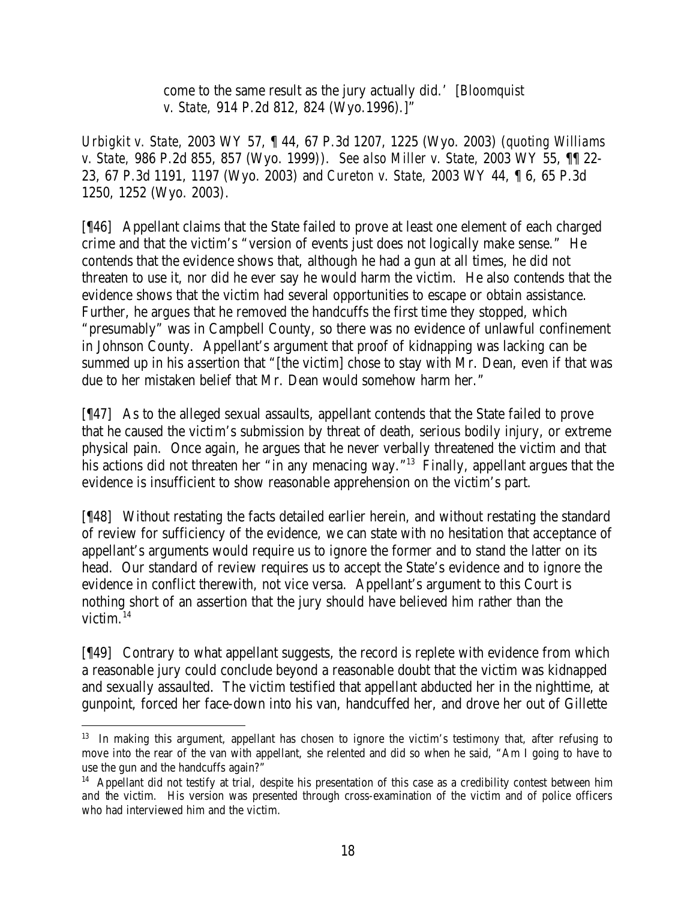come to the same result as the jury actually did.' [*Bloomquist v. State*, 914 P.2d 812, 824 (Wyo.1996).]"

*Urbigkit v. State*, 2003 WY 57, ¶ 44, 67 P.3d 1207, 1225 (Wyo. 2003) (*quoting Williams v. State*, 986 P.2d 855, 857 (Wyo. 1999)). *See also Miller v. State*, 2003 WY 55, ¶¶ 22-23, 67 P.3d 1191, 1197 (Wyo. 2003) and *Cureton v. State*, 2003 WY 44, ¶ 6, 65 P.3d 1250, 1252 (Wyo. 2003).

[¶46] Appellant claims that the State failed to prove at least one element of each charged crime and that the victim's "version of events just does not logically make sense." He contends that the evidence shows that, although he had a gun at all times, he did not threaten to use it, nor did he ever say he would harm the victim. He also contends that the evidence shows that the victim had several opportunities to escape or obtain assistance. Further, he argues that he removed the handcuffs the first time they stopped, which "presumably" was in Campbell County, so there was no evidence of unlawful confinement in Johnson County. Appellant's argument that proof of kidnapping was lacking can be summed up in his assertion that "[the victim] chose to stay with Mr. Dean, even if that was due to her mistaken belief that Mr. Dean would somehow harm her."

[¶47] As to the alleged sexual assaults, appellant contends that the State failed to prove that he caused the victim's submission by threat of death, serious bodily injury, or extreme physical pain. Once again, he argues that he never verbally threatened the victim and that his actions did not threaten her "in any menacing way."[13] Finally, appellant argues that the evidence is insufficient to show reasonable apprehension on the victim's part.

[¶48] Without restating the facts detailed earlier herein, and without restating the standard of review for sufficiency of the evidence, we can state with no hesitation that acceptance of appellant's arguments would require us to ignore the former and to stand the latter on its head. Our standard of review requires us to accept the State's evidence and to ignore the evidence in conflict therewith, not vice versa. Appellant's argument to this Court is nothing short of an assertion that the jury should have believed him rather than the victim.[14]

[¶49] Contrary to what appellant suggests, the record is replete with evidence from which a reasonable jury could conclude beyond a reasonable doubt that the victim was kidnapped and sexually assaulted. The victim testified that appellant abducted her in the nighttime, at gunpoint, forced her face-down into his van, handcuffed her, and drove her out of Gillette

---

[13] In making this argument, appellant has chosen to ignore the victim's testimony that, after refusing to move into the rear of the van with appellant, she relented and did so when he said, "Am I going to have to use the gun and the handcuffs again?"

[14] Appellant did not testify at trial, despite his presentation of this case as a credibility contest between him and the victim. His version was presented through cross-examination of the victim and of police officers who had interviewed him and the victim.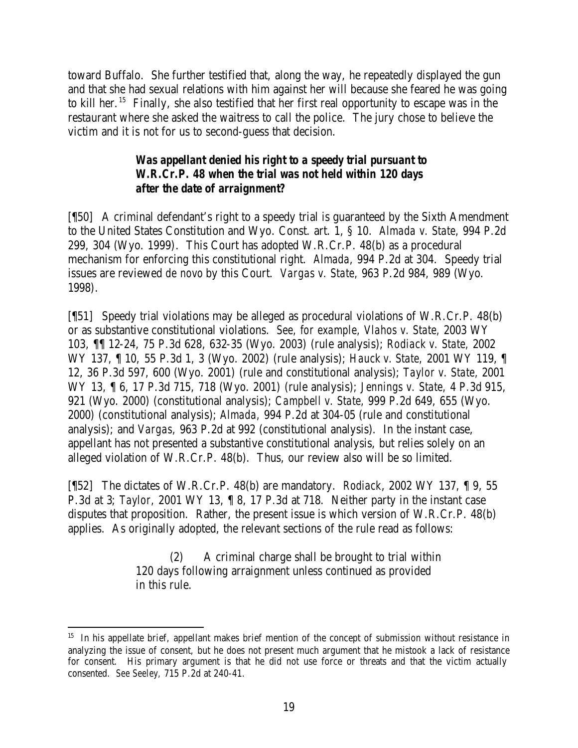toward Buffalo. She further testified that, along the way, he repeatedly displayed the gun and that she had sexual relations with him against her will because she feared he was going to kill her.[15] Finally, she also testified that her first real opportunity to escape was in the restaurant where she asked the waitress to call the police. The jury chose to believe the victim and it is not for us to second-guess that decision.

### *Was appellant denied his right to a speedy trial pursuant to W.R.Cr.P. 48 when the trial was not held within 120 days after the date of arraignment?*

[¶50] A criminal defendant's right to a speedy trial is guaranteed by the Sixth Amendment to the United States Constitution and Wyo. Const. art. 1, § 10. *Almada v. State*, 994 P.2d 299, 304 (Wyo. 1999). This Court has adopted W.R.Cr.P. 48(b) as a procedural mechanism for enforcing this constitutional right. *Almada*, 994 P.2d at 304. Speedy trial issues are reviewed *de novo* by this Court. *Vargas v. State*, 963 P.2d 984, 989 (Wyo. 1998).

[¶51] Speedy trial violations may be alleged as procedural violations of W.R.Cr.P. 48(b) or as substantive constitutional violations. *See, for example*, *Vlahos v. State*, 2003 WY 103, ¶¶ 12-24, 75 P.3d 628, 632-35 (Wyo. 2003) (rule analysis); *Rodiack v. State*, 2002 WY 137, ¶ 10, 55 P.3d 1, 3 (Wyo. 2002) (rule analysis); *Hauck v. State*, 2001 WY 119, ¶ 12, 36 P.3d 597, 600 (Wyo. 2001) (rule and constitutional analysis); *Taylor v. State*, 2001 WY 13, ¶ 6, 17 P.3d 715, 718 (Wyo. 2001) (rule analysis); *Jennings v. State*, 4 P.3d 915, 921 (Wyo. 2000) (constitutional analysis); *Campbell v. State*, 999 P.2d 649, 655 (Wyo. 2000) (constitutional analysis); *Almada*, 994 P.2d at 304-05 (rule and constitutional analysis); and *Vargas*, 963 P.2d at 992 (constitutional analysis). In the instant case, appellant has not presented a substantive constitutional analysis, but relies solely on an alleged violation of W.R.Cr.P. 48(b). Thus, our review also will be so limited.

[¶52] The dictates of W.R.Cr.P. 48(b) are mandatory. *Rodiack*, 2002 WY 137, ¶ 9, 55 P.3d at 3; *Taylor*, 2001 WY 13, ¶ 8, 17 P.3d at 718. Neither party in the instant case disputes that proposition. Rather, the present issue is which version of W.R.Cr.P. 48(b) applies. As originally adopted, the relevant sections of the rule read as follows:

> (2) A criminal charge shall be brought to trial within 120 days following arraignment unless continued as provided in this rule.

---

[15] In his appellate brief, appellant makes brief mention of the concept of submission without resistance in analyzing the issue of consent, but he does not present much argument that he mistook a lack of resistance for consent. His primary argument is that he did not use force or threats and that the victim actually consented. *See Seeley*, 715 P.2d at 240-41.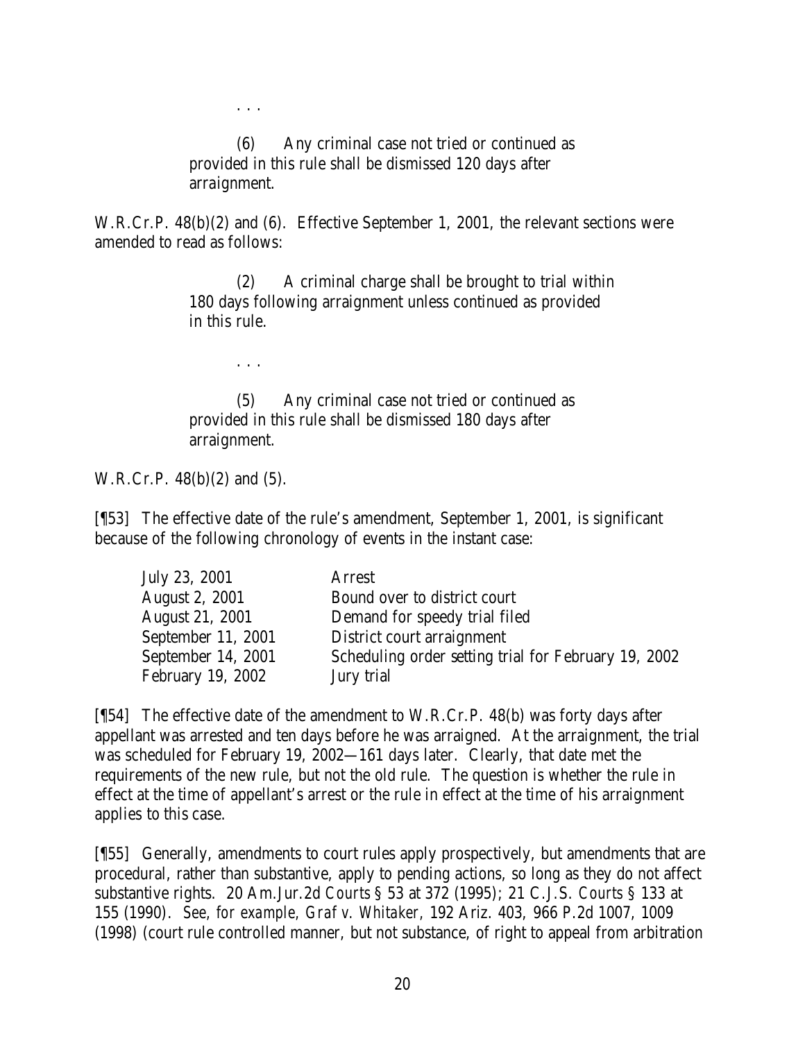> . . .
>
> (6) Any criminal case not tried or continued as provided in this rule shall be dismissed 120 days after arraignment.

W.R.Cr.P. 48(b)(2) and (6). Effective September 1, 2001, the relevant sections were amended to read as follows:

> (2) A criminal charge shall be brought to trial within 180 days following arraignment unless continued as provided in this rule.
>
> . . .
>
> (5) Any criminal case not tried or continued as provided in this rule shall be dismissed 180 days after arraignment.

W.R.Cr.P. 48(b)(2) and (5).

[¶53] The effective date of the rule's amendment, September 1, 2001, is significant because of the following chronology of events in the instant case:

| | |
|---|---|
| July 23, 2001 | Arrest |
| August 2, 2001 | Bound over to district court |
| August 21, 2001 | Demand for speedy trial filed |
| September 11, 2001 | District court arraignment |
| September 14, 2001 | Scheduling order setting trial for February 19, 2002 |
| February 19, 2002 | Jury trial |

[¶54] The effective date of the amendment to W.R.Cr.P. 48(b) was forty days after appellant was arrested and ten days before he was arraigned. At the arraignment, the trial was scheduled for February 19, 2002—161 days later. Clearly, that date met the requirements of the new rule, but not the old rule. The question is whether the rule in effect at the time of appellant's arrest or the rule in effect at the time of his arraignment applies to this case.

[¶55] Generally, amendments to court rules apply prospectively, but amendments that are procedural, rather than substantive, apply to pending actions, so long as they do not affect substantive rights. 20 Am.Jur.2d *Courts* § 53 at 372 (1995); 21 C.J.S. *Courts* § 133 at 155 (1990). *See, for example, Graf v. Whitaker*, 192 Ariz. 403, 966 P.2d 1007, 1009 (1998) (court rule controlled manner, but not substance, of right to appeal from arbitration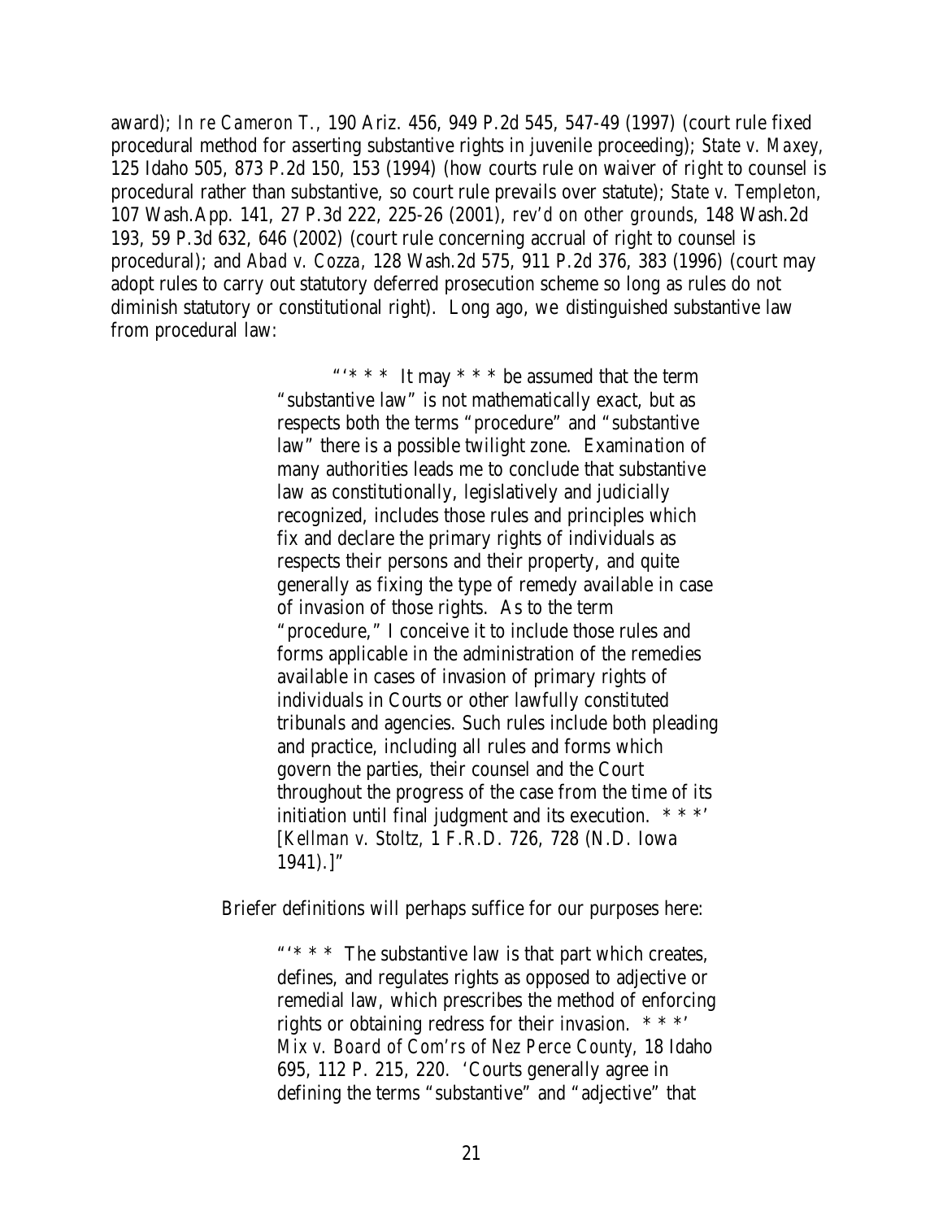award); *In re Cameron T.*, 190 Ariz. 456, 949 P.2d 545, 547-49 (1997) (court rule fixed procedural method for asserting substantive rights in juvenile proceeding); *State v. Maxey*, 125 Idaho 505, 873 P.2d 150, 153 (1994) (how courts rule on waiver of right to counsel is procedural rather than substantive, so court rule prevails over statute); *State v. Templeton*, 107 Wash.App. 141, 27 P.3d 222, 225-26 (2001), *rev'd on other grounds*, 148 Wash.2d 193, 59 P.3d 632, 646 (2002) (court rule concerning accrual of right to counsel is procedural); and *Abad v. Cozza*, 128 Wash.2d 575, 911 P.2d 376, 383 (1996) (court may adopt rules to carry out statutory deferred prosecution scheme so long as rules do not diminish statutory or constitutional right). Long ago, we distinguished substantive law from procedural law:

> "'* * * It may * * * be assumed that the term "substantive law" is not mathematically exact, but as respects both the terms "procedure" and "substantive law" there is a possible twilight zone. Examination of many authorities leads me to conclude that substantive law as constitutionally, legislatively and judicially recognized, includes those rules and principles which fix and declare the primary rights of individuals as respects their persons and their property, and quite generally as fixing the type of remedy available in case of invasion of those rights. As to the term "procedure," I conceive it to include those rules and forms applicable in the administration of the remedies available in cases of invasion of primary rights of individuals in Courts or other lawfully constituted tribunals and agencies. Such rules include both pleading and practice, including all rules and forms which govern the parties, their counsel and the Court throughout the progress of the case from the time of its initiation until final judgment and its execution. * * *' [*Kellman v. Stoltz*, 1 F.R.D. 726, 728 (N.D. Iowa 1941).]"

Briefer definitions will perhaps suffice for our purposes here:

> "'* * * The substantive law is that part which creates, defines, and regulates rights as opposed to adjective or remedial law, which prescribes the method of enforcing rights or obtaining redress for their invasion. * * *' *Mix v. Board of Com'rs of Nez Perce County*, 18 Idaho 695, 112 P. 215, 220. 'Courts generally agree in defining the terms "substantive" and "adjective" that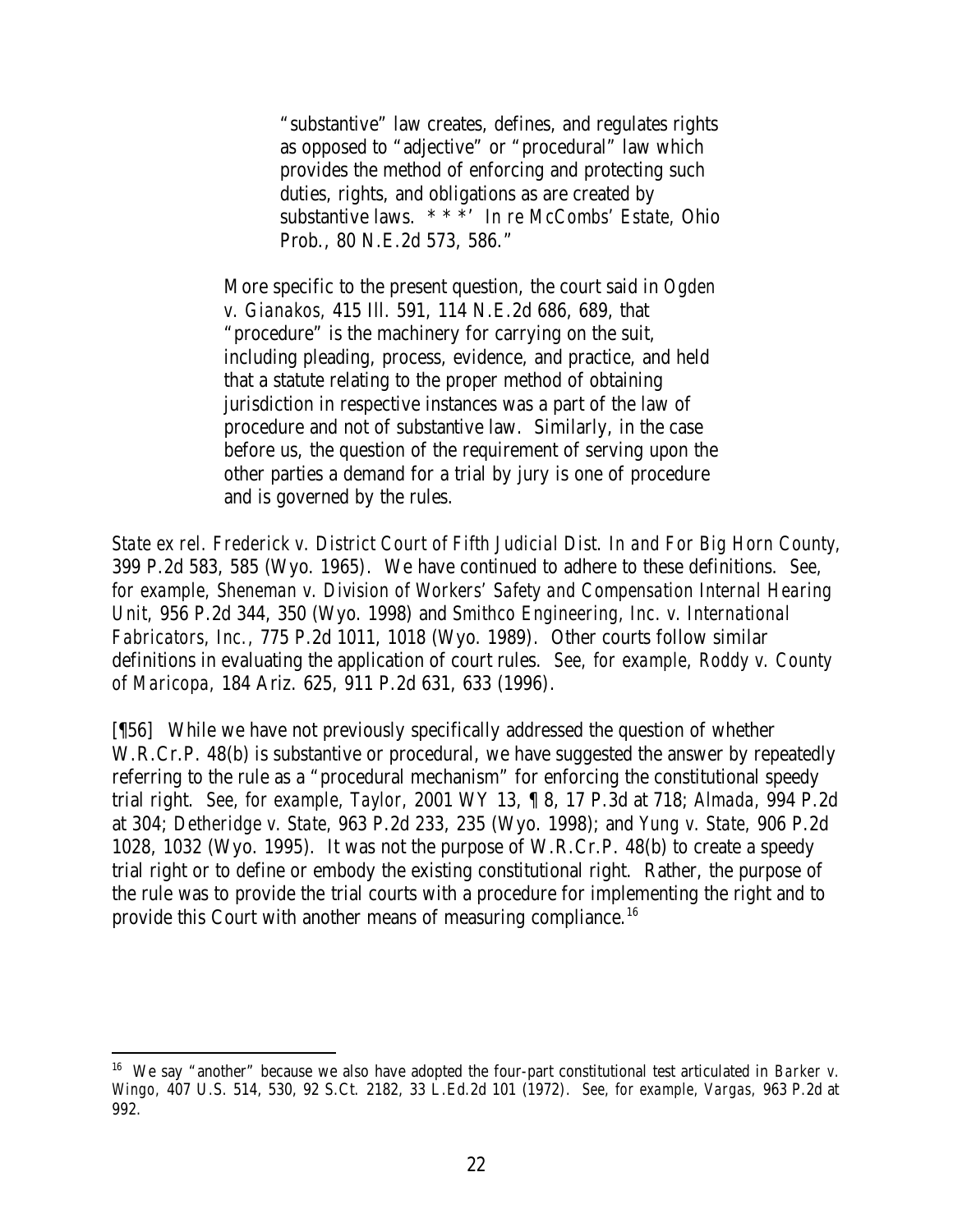> "substantive" law creates, defines, and regulates rights as opposed to "adjective" or "procedural" law which provides the method of enforcing and protecting such duties, rights, and obligations as are created by substantive laws. * * *' *In re McCombs' Estate*, Ohio Prob., 80 N.E.2d 573, 586."
>
> More specific to the present question, the court said in *Ogden v. Gianakos*, 415 Ill. 591, 114 N.E.2d 686, 689, that "procedure" is the machinery for carrying on the suit, including pleading, process, evidence, and practice, and held that a statute relating to the proper method of obtaining jurisdiction in respective instances was a part of the law of procedure and not of substantive law. Similarly, in the case before us, the question of the requirement of serving upon the other parties a demand for a trial by jury is one of procedure and is governed by the rules.

*State ex rel. Frederick v. District Court of Fifth Judicial Dist. In and For Big Horn County*, 399 P.2d 583, 585 (Wyo. 1965). We have continued to adhere to these definitions. *See, for example*, *Sheneman v. Division of Workers' Safety and Compensation Internal Hearing Unit*, 956 P.2d 344, 350 (Wyo. 1998) and *Smithco Engineering, Inc. v. International Fabricators, Inc.*, 775 P.2d 1011, 1018 (Wyo. 1989). Other courts follow similar definitions in evaluating the application of court rules. *See, for example*, *Roddy v. County of Maricopa*, 184 Ariz. 625, 911 P.2d 631, 633 (1996).

[¶56] While we have not previously specifically addressed the question of whether W.R.Cr.P. 48(b) is substantive or procedural, we have suggested the answer by repeatedly referring to the rule as a "procedural mechanism" for enforcing the constitutional speedy trial right. *See, for example*, *Taylor*, 2001 WY 13, ¶ 8, 17 P.3d at 718; *Almada*, 994 P.2d at 304; *Detheridge v. State*, 963 P.2d 233, 235 (Wyo. 1998); and *Yung v. State*, 906 P.2d 1028, 1032 (Wyo. 1995). It was not the purpose of W.R.Cr.P. 48(b) to create a speedy trial right or to define or embody the existing constitutional right. Rather, the purpose of the rule was to provide the trial courts with a procedure for implementing the right and to provide this Court with another means of measuring compliance.[16]

---

[16] We say "another" because we also have adopted the four-part constitutional test articulated in *Barker v. Wingo*, 407 U.S. 514, 530, 92 S.Ct. 2182, 33 L.Ed.2d 101 (1972). *See, for example*, *Vargas*, 963 P.2d at 992.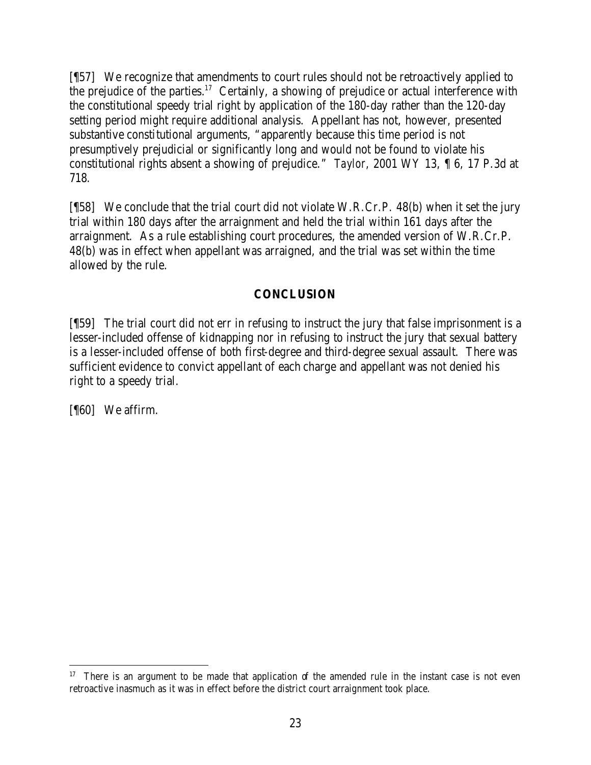[¶57] We recognize that amendments to court rules should not be retroactively applied to the prejudice of the parties.[17] Certainly, a showing of prejudice or actual interference with the constitutional speedy trial right by application of the 180-day rather than the 120-day setting period might require additional analysis. Appellant has not, however, presented substantive constitutional arguments, "apparently because this time period is not presumptively prejudicial or significantly long and would not be found to violate his constitutional rights absent a showing of prejudice." *Taylor*, 2001 WY 13, ¶ 6, 17 P.3d at 718.

[¶58] We conclude that the trial court did not violate W.R.Cr.P. 48(b) when it set the jury trial within 180 days after the arraignment and held the trial within 161 days after the arraignment. As a rule establishing court procedures, the amended version of W.R.Cr.P. 48(b) was in effect when appellant was arraigned, and the trial was set within the time allowed by the rule.

## CONCLUSION

[¶59] The trial court did not err in refusing to instruct the jury that false imprisonment is a lesser-included offense of kidnapping nor in refusing to instruct the jury that sexual battery is a lesser-included offense of both first-degree and third-degree sexual assault. There was sufficient evidence to convict appellant of each charge and appellant was not denied his right to a speedy trial.

[¶60] We affirm.

---

[17] There is an argument to be made that application of the amended rule in the instant case is not even retroactive inasmuch as it was in effect before the district court arraignment took place.